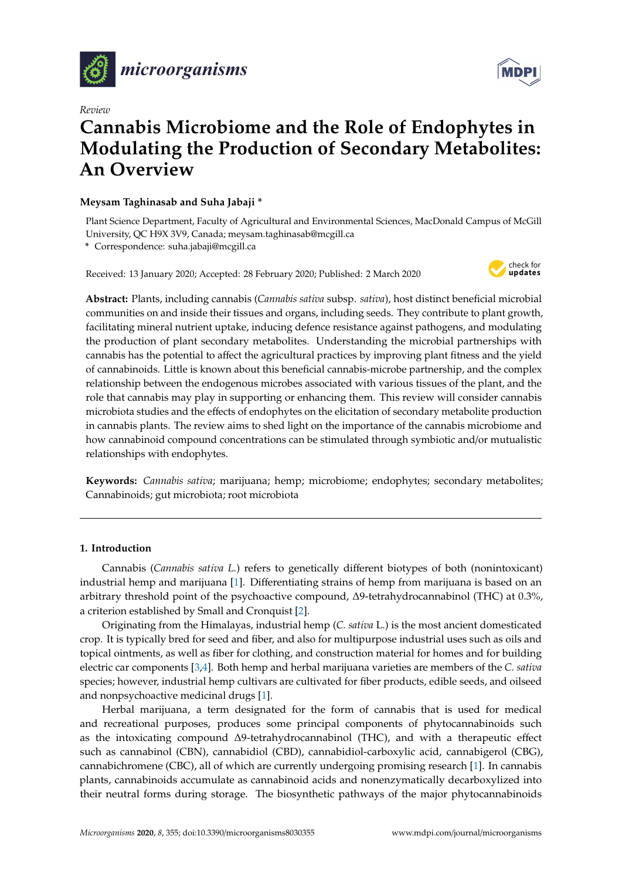*Review*

# Cannabis Microbiome and the Role of Endophytes in Modulating the Production of Secondary Metabolites: An Overview

**Meysam Taghinasab and Suha Jabaji ***

Plant Science Department, Faculty of Agricultural and Environmental Sciences, MacDonald Campus of McGill University, QC H9X 3V9, Canada; meysam.taghinasab@mcgill.ca

* Correspondence: suha.jabaji@mcgill.ca

Received: 13 January 2020; Accepted: 28 February 2020; Published: 2 March 2020

**Abstract:** Plants, including cannabis (*Cannabis sativa* subsp. *sativa*), host distinct beneficial microbial communities on and inside their tissues and organs, including seeds. They contribute to plant growth, facilitating mineral nutrient uptake, inducing defence resistance against pathogens, and modulating the production of plant secondary metabolites. Understanding the microbial partnerships with cannabis has the potential to affect the agricultural practices by improving plant fitness and the yield of cannabinoids. Little is known about this beneficial cannabis-microbe partnership, and the complex relationship between the endogenous microbes associated with various tissues of the plant, and the role that cannabis may play in supporting or enhancing them. This review will consider cannabis microbiota studies and the effects of endophytes on the elicitation of secondary metabolite production in cannabis plants. The review aims to shed light on the importance of the cannabis microbiome and how cannabinoid compound concentrations can be stimulated through symbiotic and/or mutualistic relationships with endophytes.

**Keywords:** *Cannabis sativa*; marijuana; hemp; microbiome; endophytes; secondary metabolites; Cannabinoids; gut microbiota; root microbiota

## 1. Introduction

Cannabis (*Cannabis sativa L.*) refers to genetically different biotypes of both (nonintoxicant) industrial hemp and marijuana [1]. Differentiating strains of hemp from marijuana is based on an arbitrary threshold point of the psychoactive compound, Δ9-tetrahydrocannabinol (THC) at 0.3%, a criterion established by Small and Cronquist [2].

Originating from the Himalayas, industrial hemp (*C. sativa* L.) is the most ancient domesticated crop. It is typically bred for seed and fiber, and also for multipurpose industrial uses such as oils and topical ointments, as well as fiber for clothing, and construction material for homes and for building electric car components [3,4]. Both hemp and herbal marijuana varieties are members of the *C. sativa* species; however, industrial hemp cultivars are cultivated for fiber products, edible seeds, and oilseed and nonpsychoactive medicinal drugs [1].

Herbal marijuana, a term designated for the form of cannabis that is used for medical and recreational purposes, produces some principal components of phytocannabinoids such as the intoxicating compound Δ9-tetrahydrocannabinol (THC), and with a therapeutic effect such as cannabinol (CBN), cannabidiol (CBD), cannabidiol-carboxylic acid, cannabigerol (CBG), cannabichromene (CBC), all of which are currently undergoing promising research [1]. In cannabis plants, cannabinoids accumulate as cannabinoid acids and nonenzymatically decarboxylized into their neutral forms during storage. The biosynthetic pathways of the major phytocannabinoids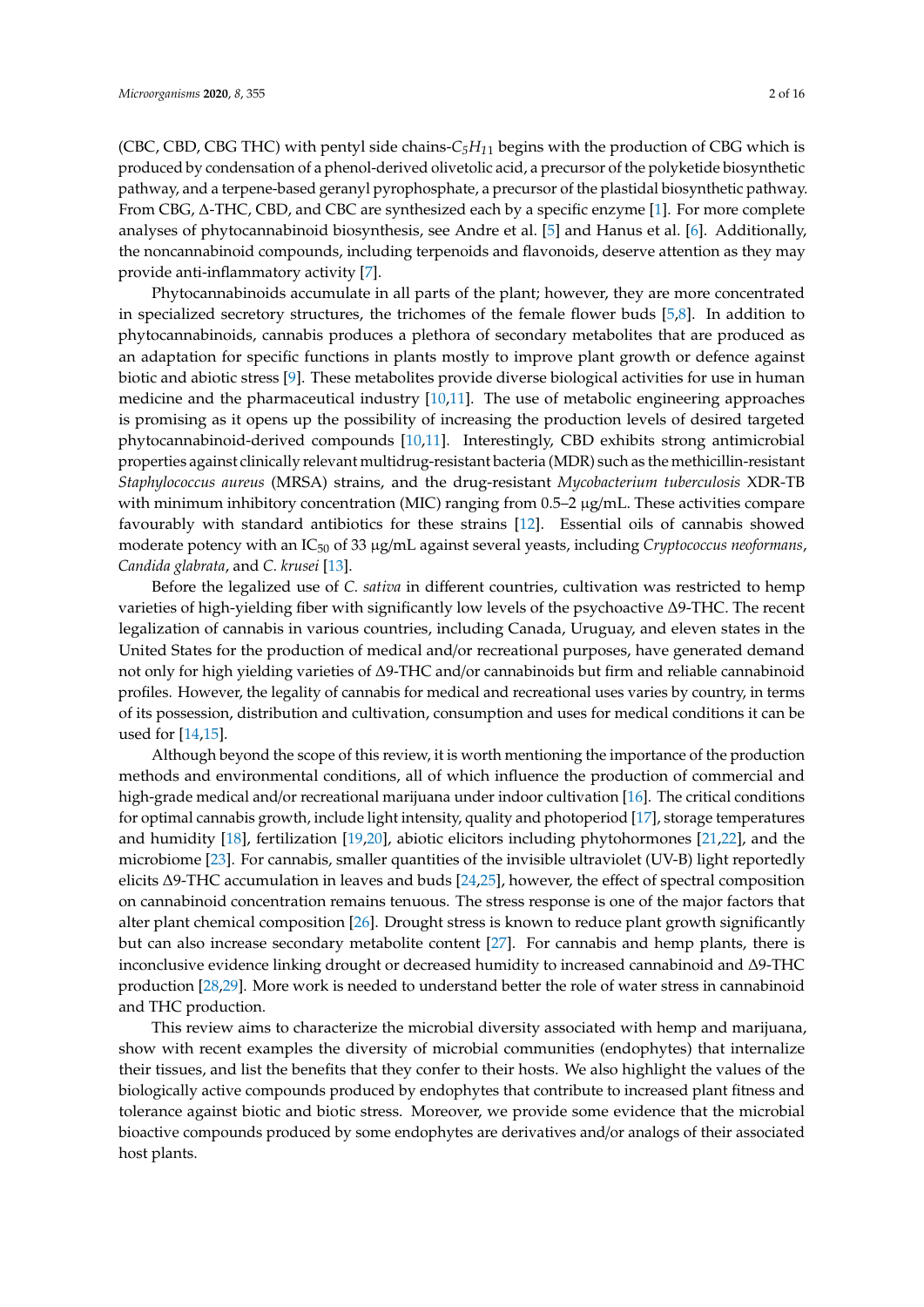(CBC, CBD, CBG THC) with pentyl side chains-$C_5H_{11}$ begins with the production of CBG which is produced by condensation of a phenol-derived olivetolic acid, a precursor of the polyketide biosynthetic pathway, and a terpene-based geranyl pyrophosphate, a precursor of the plastidal biosynthetic pathway. From CBG, Δ-THC, CBD, and CBC are synthesized each by a specific enzyme [1]. For more complete analyses of phytocannabinoid biosynthesis, see Andre et al. [5] and Hanus et al. [6]. Additionally, the noncannabinoid compounds, including terpenoids and flavonoids, deserve attention as they may provide anti-inflammatory activity [7].

Phytocannabinoids accumulate in all parts of the plant; however, they are more concentrated in specialized secretory structures, the trichomes of the female flower buds [5,8]. In addition to phytocannabinoids, cannabis produces a plethora of secondary metabolites that are produced as an adaptation for specific functions in plants mostly to improve plant growth or defence against biotic and abiotic stress [9]. These metabolites provide diverse biological activities for use in human medicine and the pharmaceutical industry [10,11]. The use of metabolic engineering approaches is promising as it opens up the possibility of increasing the production levels of desired targeted phytocannabinoid-derived compounds [10,11]. Interestingly, CBD exhibits strong antimicrobial properties against clinically relevant multidrug-resistant bacteria (MDR) such as the methicillin-resistant *Staphylococcus aureus* (MRSA) strains, and the drug-resistant *Mycobacterium tuberculosis* XDR-TB with minimum inhibitory concentration (MIC) ranging from 0.5–2 μg/mL. These activities compare favourably with standard antibiotics for these strains [12]. Essential oils of cannabis showed moderate potency with an $IC_{50}$ of 33 μg/mL against several yeasts, including *Cryptococcus neoformans*, *Candida glabrata*, and *C. krusei* [13].

Before the legalized use of *C. sativa* in different countries, cultivation was restricted to hemp varieties of high-yielding fiber with significantly low levels of the psychoactive Δ9-THC. The recent legalization of cannabis in various countries, including Canada, Uruguay, and eleven states in the United States for the production of medical and/or recreational purposes, have generated demand not only for high yielding varieties of Δ9-THC and/or cannabinoids but firm and reliable cannabinoid profiles. However, the legality of cannabis for medical and recreational uses varies by country, in terms of its possession, distribution and cultivation, consumption and uses for medical conditions it can be used for [14,15].

Although beyond the scope of this review, it is worth mentioning the importance of the production methods and environmental conditions, all of which influence the production of commercial and high-grade medical and/or recreational marijuana under indoor cultivation [16]. The critical conditions for optimal cannabis growth, include light intensity, quality and photoperiod [17], storage temperatures and humidity [18], fertilization [19,20], abiotic elicitors including phytohormones [21,22], and the microbiome [23]. For cannabis, smaller quantities of the invisible ultraviolet (UV-B) light reportedly elicits Δ9-THC accumulation in leaves and buds [24,25], however, the effect of spectral composition on cannabinoid concentration remains tenuous. The stress response is one of the major factors that alter plant chemical composition [26]. Drought stress is known to reduce plant growth significantly but can also increase secondary metabolite content [27]. For cannabis and hemp plants, there is inconclusive evidence linking drought or decreased humidity to increased cannabinoid and Δ9-THC production [28,29]. More work is needed to understand better the role of water stress in cannabinoid and THC production.

This review aims to characterize the microbial diversity associated with hemp and marijuana, show with recent examples the diversity of microbial communities (endophytes) that internalize their tissues, and list the benefits that they confer to their hosts. We also highlight the values of the biologically active compounds produced by endophytes that contribute to increased plant fitness and tolerance against biotic and biotic stress. Moreover, we provide some evidence that the microbial bioactive compounds produced by some endophytes are derivatives and/or analogs of their associated host plants.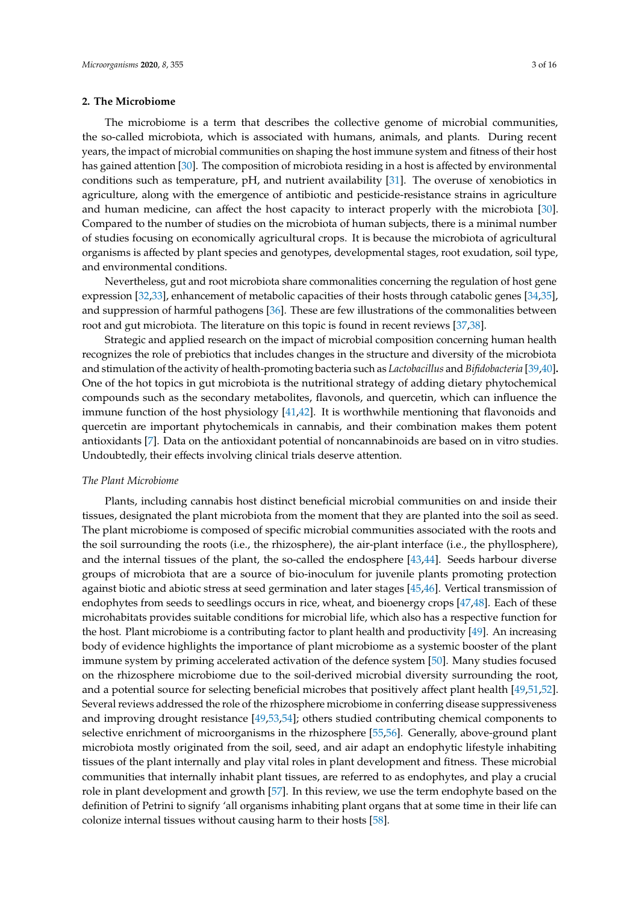## 2. The Microbiome

The microbiome is a term that describes the collective genome of microbial communities, the so-called microbiota, which is associated with humans, animals, and plants. During recent years, the impact of microbial communities on shaping the host immune system and fitness of their host has gained attention [30]. The composition of microbiota residing in a host is affected by environmental conditions such as temperature, pH, and nutrient availability [31]. The overuse of xenobiotics in agriculture, along with the emergence of antibiotic and pesticide-resistance strains in agriculture and human medicine, can affect the host capacity to interact properly with the microbiota [30]. Compared to the number of studies on the microbiota of human subjects, there is a minimal number of studies focusing on economically agricultural crops. It is because the microbiota of agricultural organisms is affected by plant species and genotypes, developmental stages, root exudation, soil type, and environmental conditions.

Nevertheless, gut and root microbiota share commonalities concerning the regulation of host gene expression [32,33], enhancement of metabolic capacities of their hosts through catabolic genes [34,35], and suppression of harmful pathogens [36]. These are few illustrations of the commonalities between root and gut microbiota. The literature on this topic is found in recent reviews [37,38].

Strategic and applied research on the impact of microbial composition concerning human health recognizes the role of prebiotics that includes changes in the structure and diversity of the microbiota and stimulation of the activity of health-promoting bacteria such as *Lactobacillus* and *Bifidobacteria* [39,40]**.** One of the hot topics in gut microbiota is the nutritional strategy of adding dietary phytochemical compounds such as the secondary metabolites, flavonols, and quercetin, which can influence the immune function of the host physiology [41,42]. It is worthwhile mentioning that flavonoids and quercetin are important phytochemicals in cannabis, and their combination makes them potent antioxidants [7]. Data on the antioxidant potential of noncannabinoids are based on in vitro studies. Undoubtedly, their effects involving clinical trials deserve attention.

*The Plant Microbiome*

Plants, including cannabis host distinct beneficial microbial communities on and inside their tissues, designated the plant microbiota from the moment that they are planted into the soil as seed. The plant microbiome is composed of specific microbial communities associated with the roots and the soil surrounding the roots (i.e., the rhizosphere), the air-plant interface (i.e., the phyllosphere), and the internal tissues of the plant, the so-called the endosphere [43,44]. Seeds harbour diverse groups of microbiota that are a source of bio-inoculum for juvenile plants promoting protection against biotic and abiotic stress at seed germination and later stages [45,46]. Vertical transmission of endophytes from seeds to seedlings occurs in rice, wheat, and bioenergy crops [47,48]. Each of these microhabitats provides suitable conditions for microbial life, which also has a respective function for the host. Plant microbiome is a contributing factor to plant health and productivity [49]. An increasing body of evidence highlights the importance of plant microbiome as a systemic booster of the plant immune system by priming accelerated activation of the defence system [50]. Many studies focused on the rhizosphere microbiome due to the soil-derived microbial diversity surrounding the root, and a potential source for selecting beneficial microbes that positively affect plant health [49,51,52]. Several reviews addressed the role of the rhizosphere microbiome in conferring disease suppressiveness and improving drought resistance [49,53,54]; others studied contributing chemical components to selective enrichment of microorganisms in the rhizosphere [55,56]. Generally, above-ground plant microbiota mostly originated from the soil, seed, and air adapt an endophytic lifestyle inhabiting tissues of the plant internally and play vital roles in plant development and fitness. These microbial communities that internally inhabit plant tissues, are referred to as endophytes, and play a crucial role in plant development and growth [57]. In this review, we use the term endophyte based on the definition of Petrini to signify 'all organisms inhabiting plant organs that at some time in their life can colonize internal tissues without causing harm to their hosts [58].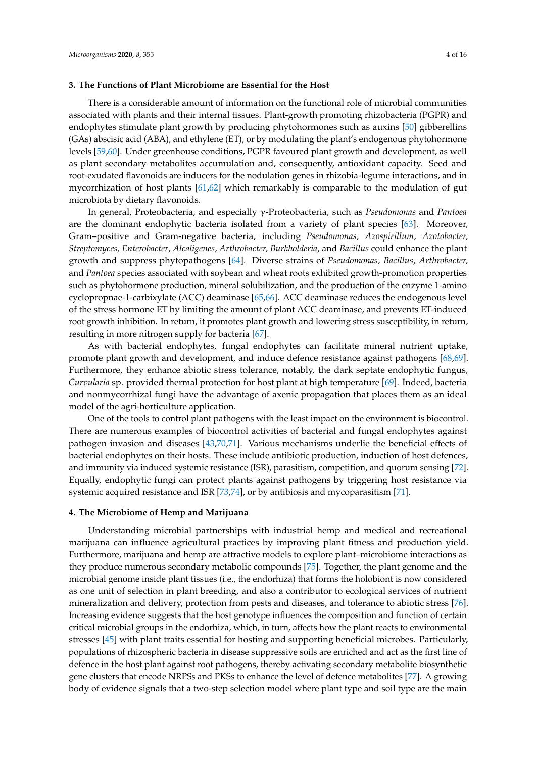## 3. The Functions of Plant Microbiome are Essential for the Host

There is a considerable amount of information on the functional role of microbial communities associated with plants and their internal tissues. Plant-growth promoting rhizobacteria (PGPR) and endophytes stimulate plant growth by producing phytohormones such as auxins [50] gibberellins (GAs) abscisic acid (ABA), and ethylene (ET), or by modulating the plant's endogenous phytohormone levels [59,60]. Under greenhouse conditions, PGPR favoured plant growth and development, as well as plant secondary metabolites accumulation and, consequently, antioxidant capacity. Seed and root-exudated flavonoids are inducers for the nodulation genes in rhizobia-legume interactions, and in mycorrhization of host plants [61,62] which remarkably is comparable to the modulation of gut microbiota by dietary flavonoids.

In general, Proteobacteria, and especially γ-Proteobacteria, such as *Pseudomonas* and *Pantoea* are the dominant endophytic bacteria isolated from a variety of plant species [63]. Moreover, Gram–positive and Gram-negative bacteria, including *Pseudomonas, Azospirillum, Azotobacter, Streptomyces, Enterobacter*, *Alcaligenes, Arthrobacter, Burkholderia*, and *Bacillus* could enhance the plant growth and suppress phytopathogens [64]. Diverse strains of *Pseudomonas, Bacillus*, *Arthrobacter,* and *Pantoea* species associated with soybean and wheat roots exhibited growth-promotion properties such as phytohormone production, mineral solubilization, and the production of the enzyme 1-amino cyclopropnae-1-carbixylate (ACC) deaminase [65,66]. ACC deaminase reduces the endogenous level of the stress hormone ET by limiting the amount of plant ACC deaminase, and prevents ET-induced root growth inhibition. In return, it promotes plant growth and lowering stress susceptibility, in return, resulting in more nitrogen supply for bacteria [67].

As with bacterial endophytes, fungal endophytes can facilitate mineral nutrient uptake, promote plant growth and development, and induce defence resistance against pathogens [68,69]. Furthermore, they enhance abiotic stress tolerance, notably, the dark septate endophytic fungus, *Curvularia* sp. provided thermal protection for host plant at high temperature [69]. Indeed, bacteria and nonmycorrhizal fungi have the advantage of axenic propagation that places them as an ideal model of the agri-horticulture application.

One of the tools to control plant pathogens with the least impact on the environment is biocontrol. There are numerous examples of biocontrol activities of bacterial and fungal endophytes against pathogen invasion and diseases [43,70,71]. Various mechanisms underlie the beneficial effects of bacterial endophytes on their hosts. These include antibiotic production, induction of host defences, and immunity via induced systemic resistance (ISR), parasitism, competition, and quorum sensing [72]. Equally, endophytic fungi can protect plants against pathogens by triggering host resistance via systemic acquired resistance and ISR [73,74], or by antibiosis and mycoparasitism [71].

## 4. The Microbiome of Hemp and Marijuana

Understanding microbial partnerships with industrial hemp and medical and recreational marijuana can influence agricultural practices by improving plant fitness and production yield. Furthermore, marijuana and hemp are attractive models to explore plant–microbiome interactions as they produce numerous secondary metabolic compounds [75]. Together, the plant genome and the microbial genome inside plant tissues (i.e., the endorhiza) that forms the holobiont is now considered as one unit of selection in plant breeding, and also a contributor to ecological services of nutrient mineralization and delivery, protection from pests and diseases, and tolerance to abiotic stress [76]. Increasing evidence suggests that the host genotype influences the composition and function of certain critical microbial groups in the endorhiza, which, in turn, affects how the plant reacts to environmental stresses [45] with plant traits essential for hosting and supporting beneficial microbes. Particularly, populations of rhizospheric bacteria in disease suppressive soils are enriched and act as the first line of defence in the host plant against root pathogens, thereby activating secondary metabolite biosynthetic gene clusters that encode NRPSs and PKSs to enhance the level of defence metabolites [77]. A growing body of evidence signals that a two-step selection model where plant type and soil type are the main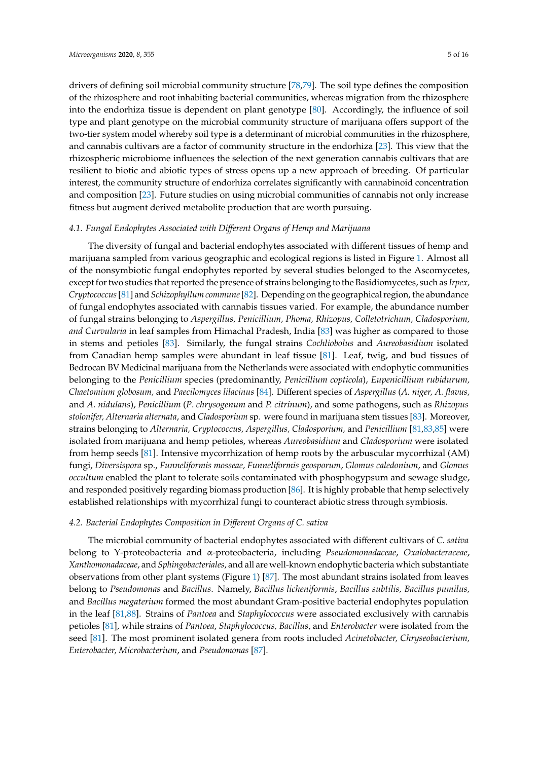drivers of defining soil microbial community structure [78,79]. The soil type defines the composition of the rhizosphere and root inhabiting bacterial communities, whereas migration from the rhizosphere into the endorhiza tissue is dependent on plant genotype [80]. Accordingly, the influence of soil type and plant genotype on the microbial community structure of marijuana offers support of the two-tier system model whereby soil type is a determinant of microbial communities in the rhizosphere, and cannabis cultivars are a factor of community structure in the endorhiza [23]. This view that the rhizospheric microbiome influences the selection of the next generation cannabis cultivars that are resilient to biotic and abiotic types of stress opens up a new approach of breeding. Of particular interest, the community structure of endorhiza correlates significantly with cannabinoid concentration and composition [23]. Future studies on using microbial communities of cannabis not only increase fitness but augment derived metabolite production that are worth pursuing.

### 4.1. Fungal Endophytes Associated with Different Organs of Hemp and Marijuana

The diversity of fungal and bacterial endophytes associated with different tissues of hemp and marijuana sampled from various geographic and ecological regions is listed in Figure 1. Almost all of the nonsymbiotic fungal endophytes reported by several studies belonged to the Ascomycetes, except for two studies that reported the presence of strains belonging to the Basidiomycetes, such as *Irpex, Cryptococcus* [81] and *Schizophyllum commune* [82]. Depending on the geographical region, the abundance of fungal endophytes associated with cannabis tissues varied. For example, the abundance number of fungal strains belonging to *Aspergillus, Penicillium, Phoma, Rhizopus, Colletotrichum, Cladosporium, and Curvularia* in leaf samples from Himachal Pradesh, India [83] was higher as compared to those in stems and petioles [83]. Similarly, the fungal strains *Cochliobolus* and *Aureobasidium* isolated from Canadian hemp samples were abundant in leaf tissue [81]. Leaf, twig, and bud tissues of Bedrocan BV Medicinal marijuana from the Netherlands were associated with endophytic communities belonging to the *Penicillium* species (predominantly, *Penicillium copticola*), *Eupenicillium rubidurum, Chaetomium globosum,* and *Paecilomyces lilacinus* [84]. Different species of *Aspergillus* (*A. niger, A. flavus,* and *A. nidulans*), *Penicillium* (*P. chrysogenum* and *P. citrinum*), and some pathogens, such as *Rhizopus stolonifer, Alternaria alternata*, and *Cladosporium* sp. were found in marijuana stem tissues [83]. Moreover, strains belonging to *Alternaria, Cryptococcus, Aspergillus, Cladosporium,* and *Penicillium* [81,83,85] were isolated from marijuana and hemp petioles, whereas *Aureobasidium* and *Cladosporium* were isolated from hemp seeds [81]. Intensive mycorrhization of hemp roots by the arbuscular mycorrhizal (AM) fungi, *Diversispora* sp., *Funneliformis mosseae, Funneliformis geosporum*, *Glomus caledonium*, and *Glomus occultum* enabled the plant to tolerate soils contaminated with phosphogypsum and sewage sludge, and responded positively regarding biomass production [86]. It is highly probable that hemp selectively established relationships with mycorrhizal fungi to counteract abiotic stress through symbiosis.

### 4.2. Bacterial Endophytes Composition in Different Organs of *C. sativa*

The microbial community of bacterial endophytes associated with different cultivars of *C. sativa* belong to Y-proteobacteria and α-proteobacteria, including *Pseudomonadaceae*, *Oxalobacteraceae*, *Xanthomonadaceae*, and *Sphingobacteriales*, and all are well-known endophytic bacteria which substantiate observations from other plant systems (Figure 1) [87]. The most abundant strains isolated from leaves belong to *Pseudomonas* and *Bacillus*. Namely, *Bacillus licheniformis*, *Bacillus subtilis, Bacillus pumilus,* and *Bacillus megaterium* formed the most abundant Gram-positive bacterial endophytes population in the leaf [81,88]. Strains of *Pantoea* and *Staphylococcus* were associated exclusively with cannabis petioles [81], while strains of *Pantoea*, *Staphylococcus, Bacillus*, and *Enterobacter* were isolated from the seed [81]. The most prominent isolated genera from roots included *Acinetobacter, Chryseobacterium, Enterobacter, Microbacterium*, and *Pseudomonas* [87].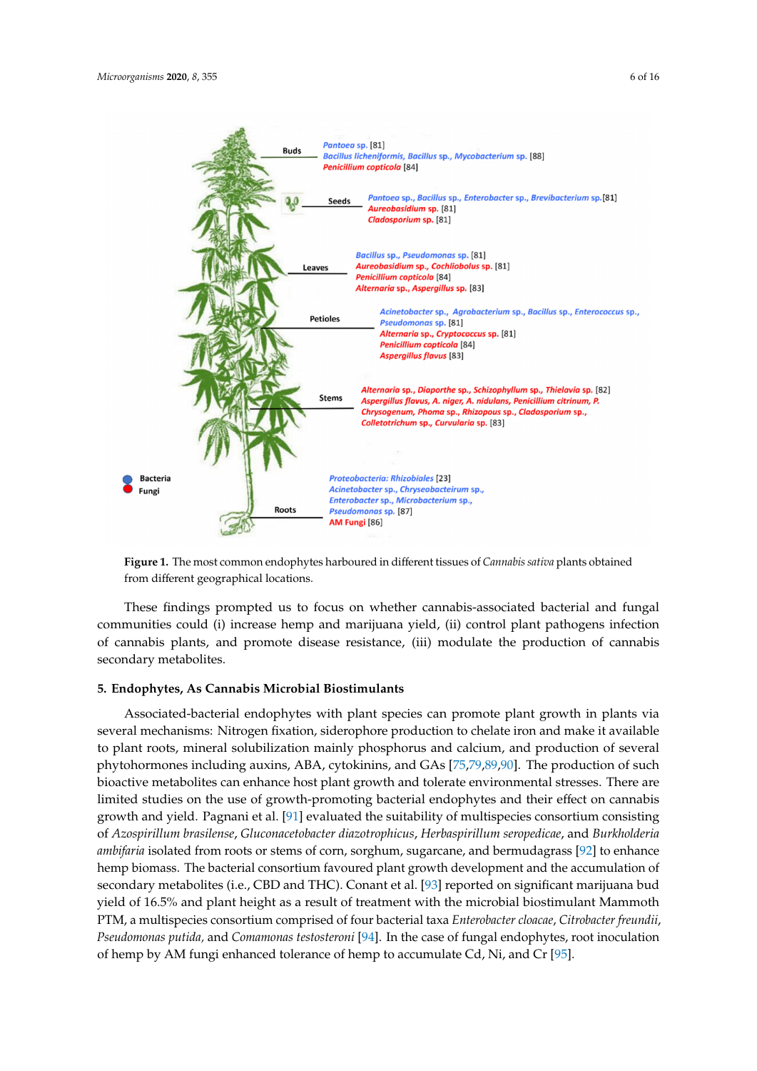Buds
*Pantoea* sp. [81]
*Bacillus licheniformis*, *Bacillus* sp., *Mycobacterium* sp. [88]
*Penicillium copticola* [84]

Seeds
*Pantoea* sp., *Bacillus* sp., *Enterobacter* sp., *Brevibacterium* sp. [81]
*Aureobasidium* sp. [81]
*Cladosporium* sp. [81]

Leaves
*Bacillus* sp., *Pseudomonas* sp. [81]
*Aureobasidium* sp., *Cochliobolus* sp. [81]
*Penicillium copticola* [84]
*Alternaria* sp., *Aspergillus* sp. [83]

Petioles
*Acinetobacter* sp., *Agrobacterium* sp., *Bacillus* sp., *Enterococcus* sp., *Pseudomonas* sp. [81]
*Alternaria* sp., *Cryptococcus* sp. [81]
*Penicillium copticola* [84]
*Aspergillus flavus* [83]

Stems
*Alternaria* sp., *Diaporthe* sp., *Schizophyllum* sp., *Thielavia* sp. [82]
*Aspergillus flavus*, *A. niger*, *A. nidulans*, *Penicillium citrinum*, *P. Chrysogenum*, *Phoma* sp., *Rhizopous* sp., *Cladosporium* sp., *Colletotrichum* sp., *Curvularia* sp. [83]

Roots
*Proteobacteria: Rhizobiales* [23]
*Acinetobacter* sp., *Chryseobacterium* sp., *Enterobacter* sp., *Microbacterium* sp., *Pseudomonas* sp. [87]
AM Fungi [86]

Bacteria
Fungi

**Figure 1.** The most common endophytes harboured in different tissues of *Cannabis sativa* plants obtained from different geographical locations.

These findings prompted us to focus on whether cannabis-associated bacterial and fungal communities could (i) increase hemp and marijuana yield, (ii) control plant pathogens infection of cannabis plants, and promote disease resistance, (iii) modulate the production of cannabis secondary metabolites.

## 5. Endophytes, As Cannabis Microbial Biostimulants

Associated-bacterial endophytes with plant species can promote plant growth in plants via several mechanisms: Nitrogen fixation, siderophore production to chelate iron and make it available to plant roots, mineral solubilization mainly phosphorus and calcium, and production of several phytohormones including auxins, ABA, cytokinins, and GAs [75,79,89,90]. The production of such bioactive metabolites can enhance host plant growth and tolerate environmental stresses. There are limited studies on the use of growth-promoting bacterial endophytes and their effect on cannabis growth and yield. Pagnani et al. [91] evaluated the suitability of multispecies consortium consisting of *Azospirillum brasilense*, *Gluconacetobacter diazotrophicus*, *Herbaspirillum seropedicae*, and *Burkholderia ambifaria* isolated from roots or stems of corn, sorghum, sugarcane, and bermudagrass [92] to enhance hemp biomass. The bacterial consortium favoured plant growth development and the accumulation of secondary metabolites (i.e., CBD and THC). Conant et al. [93] reported on significant marijuana bud yield of 16.5% and plant height as a result of treatment with the microbial biostimulant Mammoth PTM, a multispecies consortium comprised of four bacterial taxa *Enterobacter cloacae*, *Citrobacter freundii*, *Pseudomonas putida*, and *Comamonas testosteroni* [94]. In the case of fungal endophytes, root inoculation of hemp by AM fungi enhanced tolerance of hemp to accumulate Cd, Ni, and Cr [95].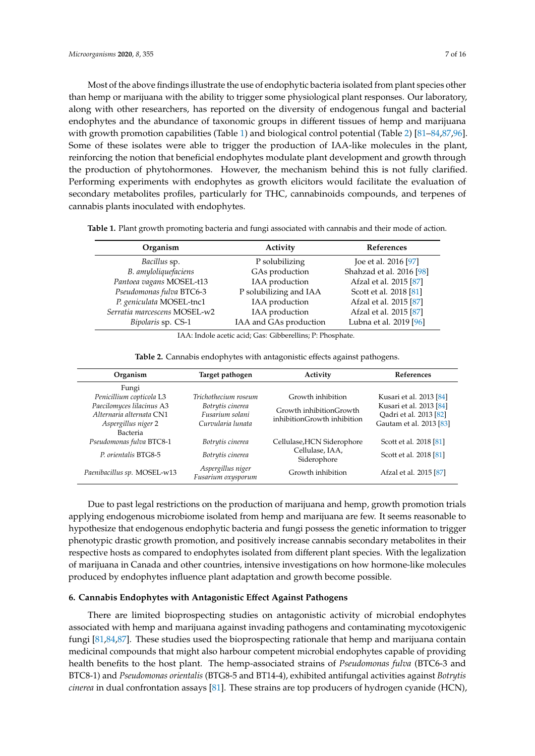Most of the above findings illustrate the use of endophytic bacteria isolated from plant species other than hemp or marijuana with the ability to trigger some physiological plant responses. Our laboratory, along with other researchers, has reported on the diversity of endogenous fungal and bacterial endophytes and the abundance of taxonomic groups in different tissues of hemp and marijuana with growth promotion capabilities (Table 1) and biological control potential (Table 2) [81–84,87,96]. Some of these isolates were able to trigger the production of IAA-like molecules in the plant, reinforcing the notion that beneficial endophytes modulate plant development and growth through the production of phytohormones. However, the mechanism behind this is not fully clarified. Performing experiments with endophytes as growth elicitors would facilitate the evaluation of secondary metabolites profiles, particularly for THC, cannabinoids compounds, and terpenes of cannabis plants inoculated with endophytes.

**Table 1.** Plant growth promoting bacteria and fungi associated with cannabis and their mode of action.

| Organism | Activity | References |
|---|---|---|
| *Bacillus* sp. | P solubilizing | Joe et al. 2016 [97] |
| *B. amyloliquefaciens* | GAs production | Shahzad et al. 2016 [98] |
| *Pantoea vagans* MOSEL-t13 | IAA production | Afzal et al. 2015 [87] |
| *Pseudomonas fulva* BTC6-3 | P solubilizing and IAA | Scott et al. 2018 [81] |
| *P. geniculata* MOSEL-tnc1 | IAA production | Afzal et al. 2015 [87] |
| *Serratia marcescens* MOSEL-w2 | IAA production | Afzal et al. 2015 [87] |
| *Bipolaris* sp. CS-1 | IAA and GAs production | Lubna et al. 2019 [96] |

IAA: Indole acetic acid; Gas: Gibberellins; P: Phosphate.

**Table 2.** Cannabis endophytes with antagonistic effects against pathogens.

| Organism | Target pathogen | Activity | References |
|---|---|---|---|
| Fungi | | | |
| *Penicillium copticola* L3 | *Trichothecium roseum* | Growth inhibition | Kusari et al. 2013 [84] |
| *Paecilomyces lilacinus* A3 | *Botrytis cinerea* | Growth inhibitionGrowth inhibitionGrowth inhibition | Kusari et al. 2013 [84] |
| *Alternaria alternata* CN1 | *Fusarium solani* | | Qadri et al. 2013 [82] |
| *Aspergillus niger* 2 | *Curvularia lunata* | | Gautam et al. 2013 [83] |
| Bacteria | | | |
| *Pseudomonas fulva* BTC8-1 | *Botrytis cinerea* | Cellulase,HCN Siderophore | Scott et al. 2018 [81] |
| *P. orientalis* BTG8-5 | *Botrytis cinerea* | Cellulase, IAA, Siderophore | Scott et al. 2018 [81] |
| *Paenibacillus sp.* MOSEL-w13 | *Aspergillus niger* *Fusarium oxysporum* | Growth inhibition | Afzal et al. 2015 [87] |

Due to past legal restrictions on the production of marijuana and hemp, growth promotion trials applying endogenous microbiome isolated from hemp and marijuana are few. It seems reasonable to hypothesize that endogenous endophytic bacteria and fungi possess the genetic information to trigger phenotypic drastic growth promotion, and positively increase cannabis secondary metabolites in their respective hosts as compared to endophytes isolated from different plant species. With the legalization of marijuana in Canada and other countries, intensive investigations on how hormone-like molecules produced by endophytes influence plant adaptation and growth become possible.

## 6. Cannabis Endophytes with Antagonistic Effect Against Pathogens

There are limited bioprospecting studies on antagonistic activity of microbial endophytes associated with hemp and marijuana against invading pathogens and contaminating mycotoxigenic fungi [81,84,87]. These studies used the bioprospecting rationale that hemp and marijuana contain medicinal compounds that might also harbour competent microbial endophytes capable of providing health benefits to the host plant. The hemp-associated strains of *Pseudomonas fulva* (BTC6-3 and BTC8-1) and *Pseudomonas orientalis* (BTG8-5 and BT14-4), exhibited antifungal activities against *Botrytis cinerea* in dual confrontation assays [81]. These strains are top producers of hydrogen cyanide (HCN),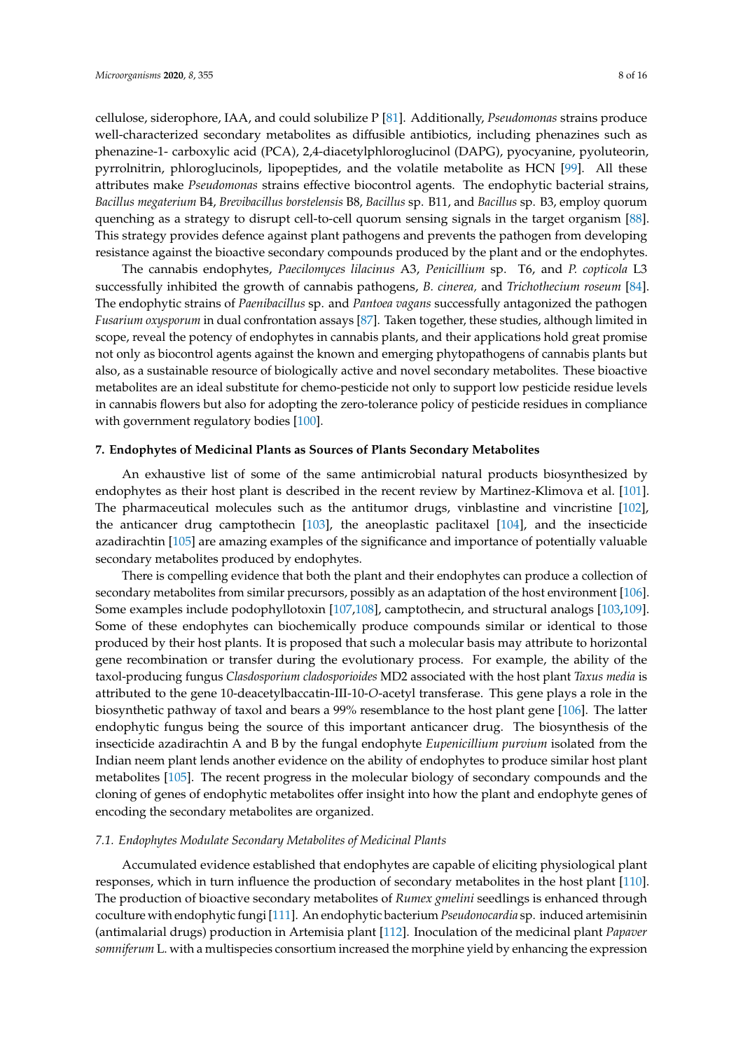cellulose, siderophore, IAA, and could solubilize P [81]. Additionally, *Pseudomonas* strains produce well-characterized secondary metabolites as diffusible antibiotics, including phenazines such as phenazine-1- carboxylic acid (PCA), 2,4-diacetylphloroglucinol (DAPG), pyocyanine, pyoluteorin, pyrrolnitrin, phloroglucinols, lipopeptides, and the volatile metabolite as HCN [99]. All these attributes make *Pseudomonas* strains effective biocontrol agents. The endophytic bacterial strains, *Bacillus megaterium* B4, *Brevibacillus borstelensis* B8, *Bacillus* sp. B11, and *Bacillus* sp. B3, employ quorum quenching as a strategy to disrupt cell-to-cell quorum sensing signals in the target organism [88]. This strategy provides defence against plant pathogens and prevents the pathogen from developing resistance against the bioactive secondary compounds produced by the plant and or the endophytes.

The cannabis endophytes, *Paecilomyces lilacinus* A3, *Penicillium* sp. T6, and *P. copticola* L3 successfully inhibited the growth of cannabis pathogens, *B. cinerea,* and *Trichothecium roseum* [84]. The endophytic strains of *Paenibacillus* sp. and *Pantoea vagans* successfully antagonized the pathogen *Fusarium oxysporum* in dual confrontation assays [87]. Taken together, these studies, although limited in scope, reveal the potency of endophytes in cannabis plants, and their applications hold great promise not only as biocontrol agents against the known and emerging phytopathogens of cannabis plants but also, as a sustainable resource of biologically active and novel secondary metabolites. These bioactive metabolites are an ideal substitute for chemo-pesticide not only to support low pesticide residue levels in cannabis flowers but also for adopting the zero-tolerance policy of pesticide residues in compliance with government regulatory bodies [100].

## 7. Endophytes of Medicinal Plants as Sources of Plants Secondary Metabolites

An exhaustive list of some of the same antimicrobial natural products biosynthesized by endophytes as their host plant is described in the recent review by Martinez-Klimova et al. [101]. The pharmaceutical molecules such as the antitumor drugs, vinblastine and vincristine [102], the anticancer drug camptothecin [103], the aneoplastic paclitaxel [104], and the insecticide azadirachtin [105] are amazing examples of the significance and importance of potentially valuable secondary metabolites produced by endophytes.

There is compelling evidence that both the plant and their endophytes can produce a collection of secondary metabolites from similar precursors, possibly as an adaptation of the host environment [106]. Some examples include podophyllotoxin [107,108], camptothecin, and structural analogs [103,109]. Some of these endophytes can biochemically produce compounds similar or identical to those produced by their host plants. It is proposed that such a molecular basis may attribute to horizontal gene recombination or transfer during the evolutionary process. For example, the ability of the taxol-producing fungus *Clasdosporium cladosporioides* MD2 associated with the host plant *Taxus media* is attributed to the gene 10-deacetylbaccatin-III-10-*O*-acetyl transferase. This gene plays a role in the biosynthetic pathway of taxol and bears a 99% resemblance to the host plant gene [106]. The latter endophytic fungus being the source of this important anticancer drug. The biosynthesis of the insecticide azadirachtin A and B by the fungal endophyte *Eupenicillium purvium* isolated from the Indian neem plant lends another evidence on the ability of endophytes to produce similar host plant metabolites [105]. The recent progress in the molecular biology of secondary compounds and the cloning of genes of endophytic metabolites offer insight into how the plant and endophyte genes of encoding the secondary metabolites are organized.

### *7.1. Endophytes Modulate Secondary Metabolites of Medicinal Plants*

Accumulated evidence established that endophytes are capable of eliciting physiological plant responses, which in turn influence the production of secondary metabolites in the host plant [110]. The production of bioactive secondary metabolites of *Rumex gmelini* seedlings is enhanced through coculture with endophytic fungi [111]. An endophytic bacterium *Pseudonocardia* sp. induced artemisinin (antimalarial drugs) production in Artemisia plant [112]. Inoculation of the medicinal plant *Papaver somniferum* L. with a multispecies consortium increased the morphine yield by enhancing the expression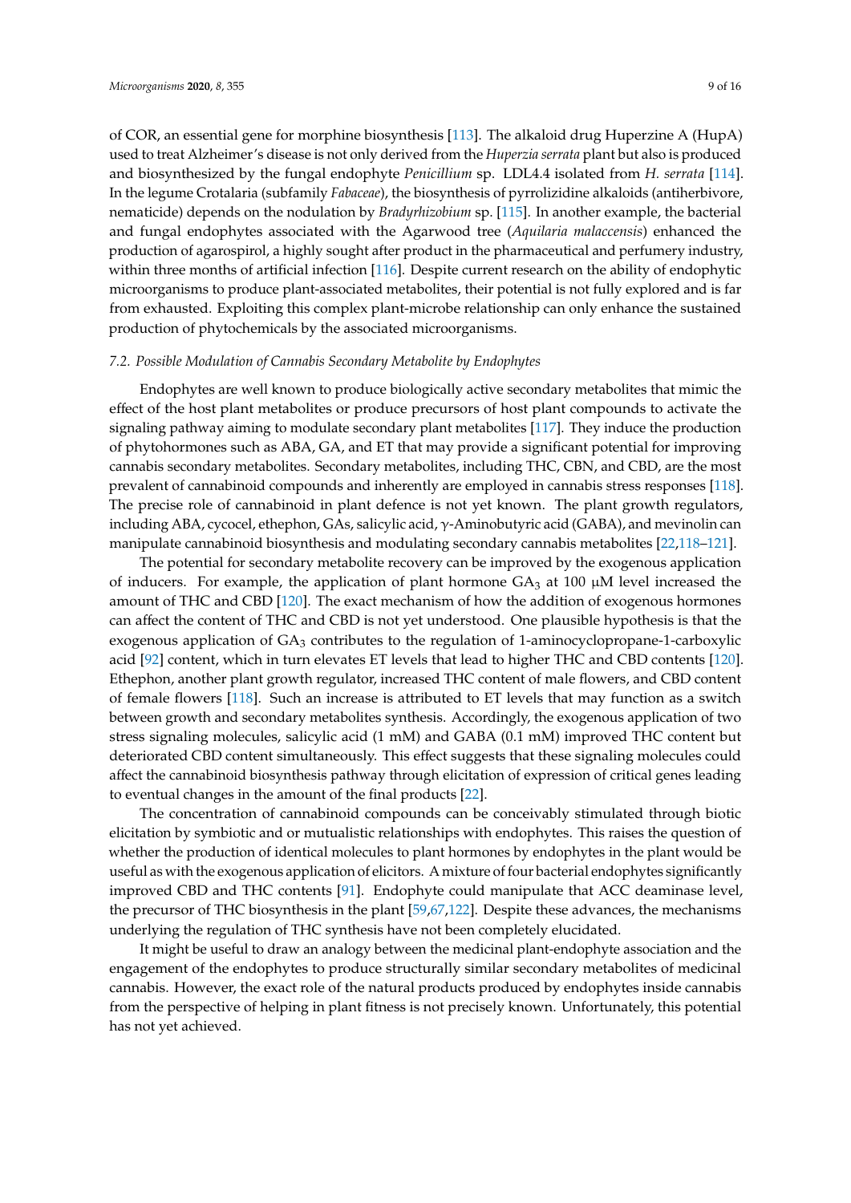of COR, an essential gene for morphine biosynthesis [113]. The alkaloid drug Huperzine A (HupA) used to treat Alzheimer's disease is not only derived from the *Huperzia serrata* plant but also is produced and biosynthesized by the fungal endophyte *Penicillium* sp. LDL4.4 isolated from *H. serrata* [114]. In the legume Crotalaria (subfamily *Fabaceae*), the biosynthesis of pyrrolizidine alkaloids (antiherbivore, nematicide) depends on the nodulation by *Bradyrhizobium* sp. [115]. In another example, the bacterial and fungal endophytes associated with the Agarwood tree (*Aquilaria malaccensis*) enhanced the production of agarospirol, a highly sought after product in the pharmaceutical and perfumery industry, within three months of artificial infection [116]. Despite current research on the ability of endophytic microorganisms to produce plant-associated metabolites, their potential is not fully explored and is far from exhausted. Exploiting this complex plant-microbe relationship can only enhance the sustained production of phytochemicals by the associated microorganisms.

### *7.2. Possible Modulation of Cannabis Secondary Metabolite by Endophytes*

Endophytes are well known to produce biologically active secondary metabolites that mimic the effect of the host plant metabolites or produce precursors of host plant compounds to activate the signaling pathway aiming to modulate secondary plant metabolites [117]. They induce the production of phytohormones such as ABA, GA, and ET that may provide a significant potential for improving cannabis secondary metabolites. Secondary metabolites, including THC, CBN, and CBD, are the most prevalent of cannabinoid compounds and inherently are employed in cannabis stress responses [118]. The precise role of cannabinoid in plant defence is not yet known. The plant growth regulators, including ABA, cycocel, ethephon, GAs, salicylic acid, γ-Aminobutyric acid (GABA), and mevinolin can manipulate cannabinoid biosynthesis and modulating secondary cannabis metabolites [22,118–121].

The potential for secondary metabolite recovery can be improved by the exogenous application of inducers. For example, the application of plant hormone $GA_3$ at 100 μM level increased the amount of THC and CBD [120]. The exact mechanism of how the addition of exogenous hormones can affect the content of THC and CBD is not yet understood. One plausible hypothesis is that the exogenous application of $GA_3$ contributes to the regulation of 1-aminocyclopropane-1-carboxylic acid [92] content, which in turn elevates ET levels that lead to higher THC and CBD contents [120]. Ethephon, another plant growth regulator, increased THC content of male flowers, and CBD content of female flowers [118]. Such an increase is attributed to ET levels that may function as a switch between growth and secondary metabolites synthesis. Accordingly, the exogenous application of two stress signaling molecules, salicylic acid (1 mM) and GABA (0.1 mM) improved THC content but deteriorated CBD content simultaneously. This effect suggests that these signaling molecules could affect the cannabinoid biosynthesis pathway through elicitation of expression of critical genes leading to eventual changes in the amount of the final products [22].

The concentration of cannabinoid compounds can be conceivably stimulated through biotic elicitation by symbiotic and or mutualistic relationships with endophytes. This raises the question of whether the production of identical molecules to plant hormones by endophytes in the plant would be useful as with the exogenous application of elicitors. A mixture of four bacterial endophytes significantly improved CBD and THC contents [91]. Endophyte could manipulate that ACC deaminase level, the precursor of THC biosynthesis in the plant [59,67,122]. Despite these advances, the mechanisms underlying the regulation of THC synthesis have not been completely elucidated.

It might be useful to draw an analogy between the medicinal plant-endophyte association and the engagement of the endophytes to produce structurally similar secondary metabolites of medicinal cannabis. However, the exact role of the natural products produced by endophytes inside cannabis from the perspective of helping in plant fitness is not precisely known. Unfortunately, this potential has not yet achieved.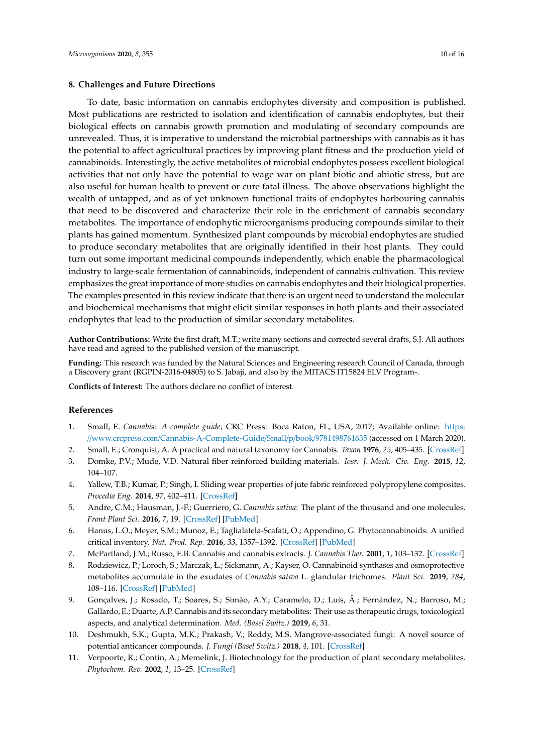## 8. Challenges and Future Directions

To date, basic information on cannabis endophytes diversity and composition is published. Most publications are restricted to isolation and identification of cannabis endophytes, but their biological effects on cannabis growth promotion and modulating of secondary compounds are unrevealed. Thus, it is imperative to understand the microbial partnerships with cannabis as it has the potential to affect agricultural practices by improving plant fitness and the production yield of cannabinoids. Interestingly, the active metabolites of microbial endophytes possess excellent biological activities that not only have the potential to wage war on plant biotic and abiotic stress, but are also useful for human health to prevent or cure fatal illness. The above observations highlight the wealth of untapped, and as of yet unknown functional traits of endophytes harbouring cannabis that need to be discovered and characterize their role in the enrichment of cannabis secondary metabolites. The importance of endophytic microorganisms producing compounds similar to their plants has gained momentum. Synthesized plant compounds by microbial endophytes are studied to produce secondary metabolites that are originally identified in their host plants. They could turn out some important medicinal compounds independently, which enable the pharmacological industry to large-scale fermentation of cannabinoids, independent of cannabis cultivation. This review emphasizes the great importance of more studies on cannabis endophytes and their biological properties. The examples presented in this review indicate that there is an urgent need to understand the molecular and biochemical mechanisms that might elicit similar responses in both plants and their associated endophytes that lead to the production of similar secondary metabolites.

**Author Contributions:** Write the first draft, M.T.; write many sections and corrected several drafts, S.J. All authors have read and agreed to the published version of the manuscript.

**Funding:** This research was funded by the Natural Sciences and Engineering research Council of Canada, through a Discovery grant (RGPIN-2016-04805) to S. Jabaji, and also by the MITACS IT15824 ELV Program-.

**Conflicts of Interest:** The authors declare no conflict of interest.

## References

1. Small, E. *Cannabis: A complete guide*; CRC Press: Boca Raton, FL, USA, 2017; Available online: https://www.crcpress.com/Cannabis-A-Complete-Guide/Small/p/book/9781498761635 (accessed on 1 March 2020).
2. Small, E.; Cronquist, A. A practical and natural taxonomy for Cannabis. *Taxon* **1976**, *25*, 405–435. [CrossRef]
3. Domke, P.V.; Mude, V.D. Natural fiber reinforced building materials. *Iosr. J. Mech. Civ. Eng.* **2015**, *12*, 104–107.
4. Yallew, T.B.; Kumar, P.; Singh, I. Sliding wear properties of jute fabric reinforced polypropylene composites. *Procedia Eng.* **2014**, *97*, 402–411. [CrossRef]
5. Andre, C.M.; Hausman, J.-F.; Guerriero, G. *Cannabis sativa*: The plant of the thousand and one molecules. *Front Plant Sci.* **2016**, *7*, 19. [CrossRef] [PubMed]
6. Hanus, L.O.; Meyer, S.M.; Munoz, E.; Taglialatela-Scafati, O.; Appendino, G. Phytocannabinoids: A unified critical inventory. *Nat. Prod. Rep.* **2016**, *33*, 1357–1392. [CrossRef] [PubMed]
7. McPartland, J.M.; Russo, E.B. Cannabis and cannabis extracts. *J. Cannabis Ther.* **2001**, *1*, 103–132. [CrossRef]
8. Rodziewicz, P.; Loroch, S.; Marczak, Ł.; Sickmann, A.; Kayser, O. Cannabinoid synthases and osmoprotective metabolites accumulate in the exudates of *Cannabis sativa* L. glandular trichomes. *Plant Sci.* **2019**, *284*, 108–116. [CrossRef] [PubMed]
9. Gonçalves, J.; Rosado, T.; Soares, S.; Simão, A.Y.; Caramelo, D.; Luís, Â.; Fernández, N.; Barroso, M.; Gallardo, E.; Duarte, A.P. Cannabis and its secondary metabolites: Their use as therapeutic drugs, toxicological aspects, and analytical determination. *Med. (Basel Switz.)* **2019**, *6*, 31.
10. Deshmukh, S.K.; Gupta, M.K.; Prakash, V.; Reddy, M.S. Mangrove-associated fungi: A novel source of potential anticancer compounds. *J. Fungi (Basel Switz.)* **2018**, *4*, 101. [CrossRef]
11. Verpoorte, R.; Contin, A.; Memelink, J. Biotechnology for the production of plant secondary metabolites. *Phytochem. Rev.* **2002**, *1*, 13–25. [CrossRef]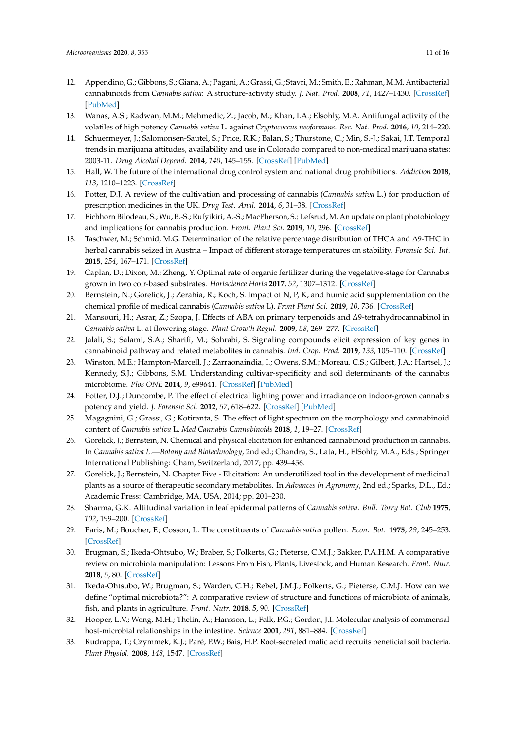12. Appendino, G.; Gibbons, S.; Giana, A.; Pagani, A.; Grassi, G.; Stavri, M.; Smith, E.; Rahman, M.M. Antibacterial cannabinoids from *Cannabis sativa*: A structure-activity study. *J. Nat. Prod.* **2008**, *71*, 1427–1430. [CrossRef] [PubMed]
13. Wanas, A.S.; Radwan, M.M.; Mehmedic, Z.; Jacob, M.; Khan, I.A.; Elsohly, M.A. Antifungal activity of the volatiles of high potency *Cannabis sativa* L. against *Cryptococcus neoformans*. *Rec. Nat. Prod.* **2016**, *10*, 214–220.
14. Schuermeyer, J.; Salomonsen-Sautel, S.; Price, R.K.; Balan, S.; Thurstone, C.; Min, S.-J.; Sakai, J.T. Temporal trends in marijuana attitudes, availability and use in Colorado compared to non-medical marijuana states: 2003-11. *Drug Alcohol Depend.* **2014**, *140*, 145–155. [CrossRef] [PubMed]
15. Hall, W. The future of the international drug control system and national drug prohibitions. *Addiction* **2018**, *113*, 1210–1223. [CrossRef]
16. Potter, D.J. A review of the cultivation and processing of cannabis (*Cannabis sativa* L.) for production of prescription medicines in the UK. *Drug Test. Anal.* **2014**, *6*, 31–38. [CrossRef]
17. Eichhorn Bilodeau, S.; Wu, B.-S.; Rufyikiri, A.-S.; MacPherson, S.; Lefsrud, M. An update on plant photobiology and implications for cannabis production. *Front. Plant Sci.* **2019**, *10*, 296. [CrossRef]
18. Taschwer, M.; Schmid, M.G. Determination of the relative percentage distribution of THCA and Δ9-THC in herbal cannabis seized in Austria – Impact of different storage temperatures on stability. *Forensic Sci. Int.* **2015**, *254*, 167–171. [CrossRef]
19. Caplan, D.; Dixon, M.; Zheng, Y. Optimal rate of organic fertilizer during the vegetative-stage for Cannabis grown in two coir-based substrates. *Hortscience Horts* **2017**, *52*, 1307–1312. [CrossRef]
20. Bernstein, N.; Gorelick, J.; Zerahia, R.; Koch, S. Impact of N, P, K, and humic acid supplementation on the chemical profile of medical cannabis (*Cannabis sativa* L). *Front Plant Sci.* **2019**, *10*, 736. [CrossRef]
21. Mansouri, H.; Asrar, Z.; Szopa, J. Effects of ABA on primary terpenoids and Δ9-tetrahydrocannabinol in *Cannabis sativa* L. at flowering stage. *Plant Growth Regul.* **2009**, *58*, 269–277. [CrossRef]
22. Jalali, S.; Salami, S.A.; Sharifi, M.; Sohrabi, S. Signaling compounds elicit expression of key genes in cannabinoid pathway and related metabolites in cannabis. *Ind. Crop. Prod.* **2019**, *133*, 105–110. [CrossRef]
23. Winston, M.E.; Hampton-Marcell, J.; Zarraonaindia, I.; Owens, S.M.; Moreau, C.S.; Gilbert, J.A.; Hartsel, J.; Kennedy, S.J.; Gibbons, S.M. Understanding cultivar-specificity and soil determinants of the cannabis microbiome. *Plos ONE* **2014**, *9*, e99641. [CrossRef] [PubMed]
24. Potter, D.J.; Duncombe, P. The effect of electrical lighting power and irradiance on indoor-grown cannabis potency and yield. *J. Forensic Sci.* **2012**, *57*, 618–622. [CrossRef] [PubMed]
25. Magagnini, G.; Grassi, G.; Kotiranta, S. The effect of light spectrum on the morphology and cannabinoid content of *Cannabis sativa* L. *Med Cannabis Cannabinoids* **2018**, *1*, 19–27. [CrossRef]
26. Gorelick, J.; Bernstein, N. Chemical and physical elicitation for enhanced cannabinoid production in cannabis. In *Cannabis sativa L.—Botany and Biotechnology*, 2nd ed.; Chandra, S., Lata, H., ElSohly, M.A., Eds.; Springer International Publishing: Cham, Switzerland, 2017; pp. 439–456.
27. Gorelick, J.; Bernstein, N. Chapter Five - Elicitation: An underutilized tool in the development of medicinal plants as a source of therapeutic secondary metabolites. In *Advances in Agronomy*, 2nd ed.; Sparks, D.L., Ed.; Academic Press: Cambridge, MA, USA, 2014; pp. 201–230.
28. Sharma, G.K. Altitudinal variation in leaf epidermal patterns of *Cannabis sativa*. *Bull. Torry Bot. Club* **1975**, *102*, 199–200. [CrossRef]
29. Paris, M.; Boucher, F.; Cosson, L. The constituents of *Cannabis sativa* pollen. *Econ. Bot.* **1975**, *29*, 245–253. [CrossRef]
30. Brugman, S.; Ikeda-Ohtsubo, W.; Braber, S.; Folkerts, G.; Pieterse, C.M.J.; Bakker, P.A.H.M. A comparative review on microbiota manipulation: Lessons From Fish, Plants, Livestock, and Human Research. *Front. Nutr.* **2018**, *5*, 80. [CrossRef]
31. Ikeda-Ohtsubo, W.; Brugman, S.; Warden, C.H.; Rebel, J.M.J.; Folkerts, G.; Pieterse, C.M.J. How can we define "optimal microbiota?": A comparative review of structure and functions of microbiota of animals, fish, and plants in agriculture. *Front. Nutr.* **2018**, *5*, 90. [CrossRef]
32. Hooper, L.V.; Wong, M.H.; Thelin, A.; Hansson, L.; Falk, P.G.; Gordon, J.I. Molecular analysis of commensal host-microbial relationships in the intestine. *Science* **2001**, *291*, 881–884. [CrossRef]
33. Rudrappa, T.; Czymmek, K.J.; Paré, P.W.; Bais, H.P. Root-secreted malic acid recruits beneficial soil bacteria. *Plant Physiol.* **2008**, *148*, 1547. [CrossRef]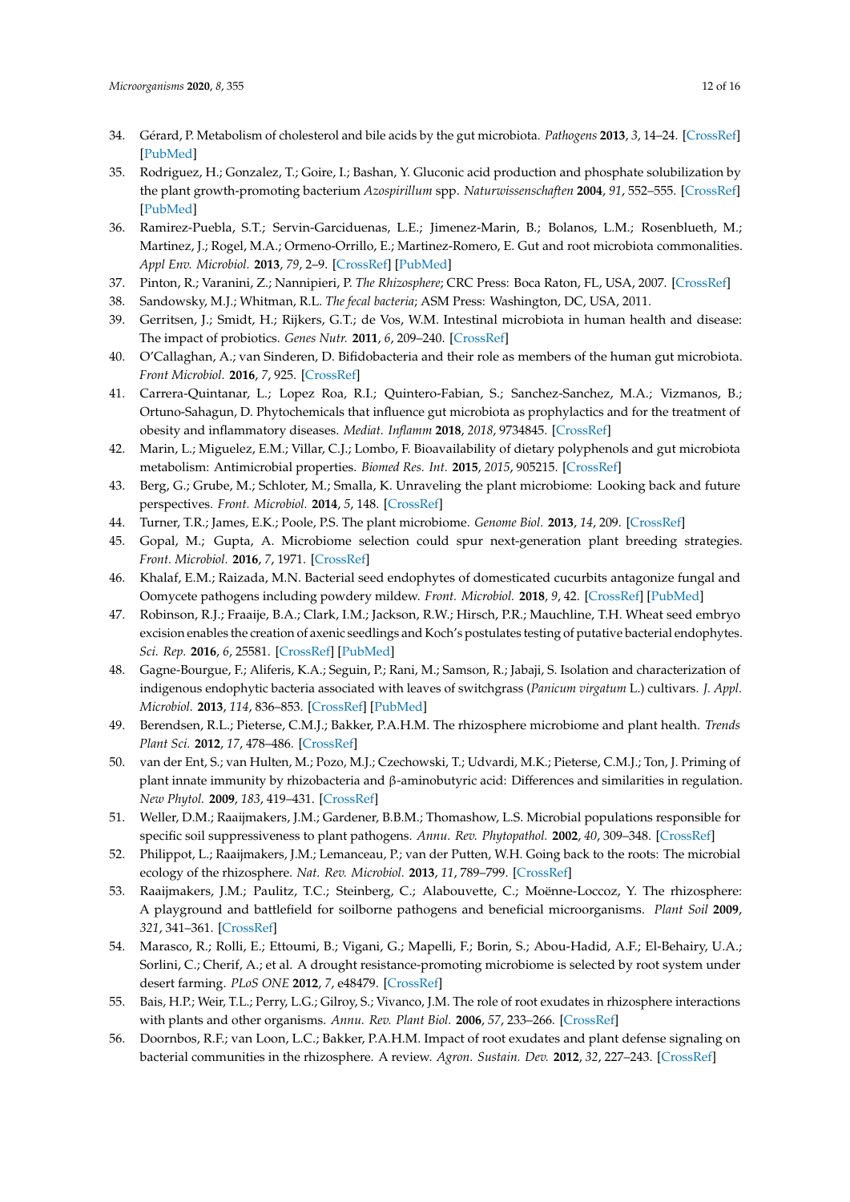34. Gérard, P. Metabolism of cholesterol and bile acids by the gut microbiota. *Pathogens* **2013**, *3*, 14–24. [CrossRef] [PubMed]
35. Rodriguez, H.; Gonzalez, T.; Goire, I.; Bashan, Y. Gluconic acid production and phosphate solubilization by the plant growth-promoting bacterium *Azospirillum* spp. *Naturwissenschaften* **2004**, *91*, 552–555. [CrossRef] [PubMed]
36. Ramirez-Puebla, S.T.; Servin-Garciduenas, L.E.; Jimenez-Marin, B.; Bolanos, L.M.; Rosenblueth, M.; Martinez, J.; Rogel, M.A.; Ormeno-Orrillo, E.; Martinez-Romero, E. Gut and root microbiota commonalities. *Appl Env. Microbiol.* **2013**, *79*, 2–9. [CrossRef] [PubMed]
37. Pinton, R.; Varanini, Z.; Nannipieri, P. *The Rhizosphere*; CRC Press: Boca Raton, FL, USA, 2007. [CrossRef]
38. Sandowsky, M.J.; Whitman, R.L. *The fecal bacteria*; ASM Press: Washington, DC, USA, 2011.
39. Gerritsen, J.; Smidt, H.; Rijkers, G.T.; de Vos, W.M. Intestinal microbiota in human health and disease: The impact of probiotics. *Genes Nutr.* **2011**, *6*, 209–240. [CrossRef]
40. O'Callaghan, A.; van Sinderen, D. Bifidobacteria and their role as members of the human gut microbiota. *Front Microbiol.* **2016**, *7*, 925. [CrossRef]
41. Carrera-Quintanar, L.; Lopez Roa, R.I.; Quintero-Fabian, S.; Sanchez-Sanchez, M.A.; Vizmanos, B.; Ortuno-Sahagun, D. Phytochemicals that influence gut microbiota as prophylactics and for the treatment of obesity and inflammatory diseases. *Mediat. Inflamm* **2018**, *2018*, 9734845. [CrossRef]
42. Marin, L.; Miguelez, E.M.; Villar, C.J.; Lombo, F. Bioavailability of dietary polyphenols and gut microbiota metabolism: Antimicrobial properties. *Biomed Res. Int.* **2015**, *2015*, 905215. [CrossRef]
43. Berg, G.; Grube, M.; Schloter, M.; Smalla, K. Unraveling the plant microbiome: Looking back and future perspectives. *Front. Microbiol.* **2014**, *5*, 148. [CrossRef]
44. Turner, T.R.; James, E.K.; Poole, P.S. The plant microbiome. *Genome Biol.* **2013**, *14*, 209. [CrossRef]
45. Gopal, M.; Gupta, A. Microbiome selection could spur next-generation plant breeding strategies. *Front. Microbiol.* **2016**, *7*, 1971. [CrossRef]
46. Khalaf, E.M.; Raizada, M.N. Bacterial seed endophytes of domesticated cucurbits antagonize fungal and Oomycete pathogens including powdery mildew. *Front. Microbiol.* **2018**, *9*, 42. [CrossRef] [PubMed]
47. Robinson, R.J.; Fraaije, B.A.; Clark, I.M.; Jackson, R.W.; Hirsch, P.R.; Mauchline, T.H. Wheat seed embryo excision enables the creation of axenic seedlings and Koch's postulates testing of putative bacterial endophytes. *Sci. Rep.* **2016**, *6*, 25581. [CrossRef] [PubMed]
48. Gagne-Bourgue, F.; Aliferis, K.A.; Seguin, P.; Rani, M.; Samson, R.; Jabaji, S. Isolation and characterization of indigenous endophytic bacteria associated with leaves of switchgrass (*Panicum virgatum* L.) cultivars. *J. Appl. Microbiol.* **2013**, *114*, 836–853. [CrossRef] [PubMed]
49. Berendsen, R.L.; Pieterse, C.M.J.; Bakker, P.A.H.M. The rhizosphere microbiome and plant health. *Trends Plant Sci.* **2012**, *17*, 478–486. [CrossRef]
50. van der Ent, S.; van Hulten, M.; Pozo, M.J.; Czechowski, T.; Udvardi, M.K.; Pieterse, C.M.J.; Ton, J. Priming of plant innate immunity by rhizobacteria and β-aminobutyric acid: Differences and similarities in regulation. *New Phytol.* **2009**, *183*, 419–431. [CrossRef]
51. Weller, D.M.; Raaijmakers, J.M.; Gardener, B.B.M.; Thomashow, L.S. Microbial populations responsible for specific soil suppressiveness to plant pathogens. *Annu. Rev. Phytopathol.* **2002**, *40*, 309–348. [CrossRef]
52. Philippot, L.; Raaijmakers, J.M.; Lemanceau, P.; van der Putten, W.H. Going back to the roots: The microbial ecology of the rhizosphere. *Nat. Rev. Microbiol.* **2013**, *11*, 789–799. [CrossRef]
53. Raaijmakers, J.M.; Paulitz, T.C.; Steinberg, C.; Alabouvette, C.; Moënne-Loccoz, Y. The rhizosphere: A playground and battlefield for soilborne pathogens and beneficial microorganisms. *Plant Soil* **2009**, *321*, 341–361. [CrossRef]
54. Marasco, R.; Rolli, E.; Ettoumi, B.; Vigani, G.; Mapelli, F.; Borin, S.; Abou-Hadid, A.F.; El-Behairy, U.A.; Sorlini, C.; Cherif, A.; et al. A drought resistance-promoting microbiome is selected by root system under desert farming. *PLoS ONE* **2012**, *7*, e48479. [CrossRef]
55. Bais, H.P.; Weir, T.L.; Perry, L.G.; Gilroy, S.; Vivanco, J.M. The role of root exudates in rhizosphere interactions with plants and other organisms. *Annu. Rev. Plant Biol.* **2006**, *57*, 233–266. [CrossRef]
56. Doornbos, R.F.; van Loon, L.C.; Bakker, P.A.H.M. Impact of root exudates and plant defense signaling on bacterial communities in the rhizosphere. A review. *Agron. Sustain. Dev.* **2012**, *32*, 227–243. [CrossRef]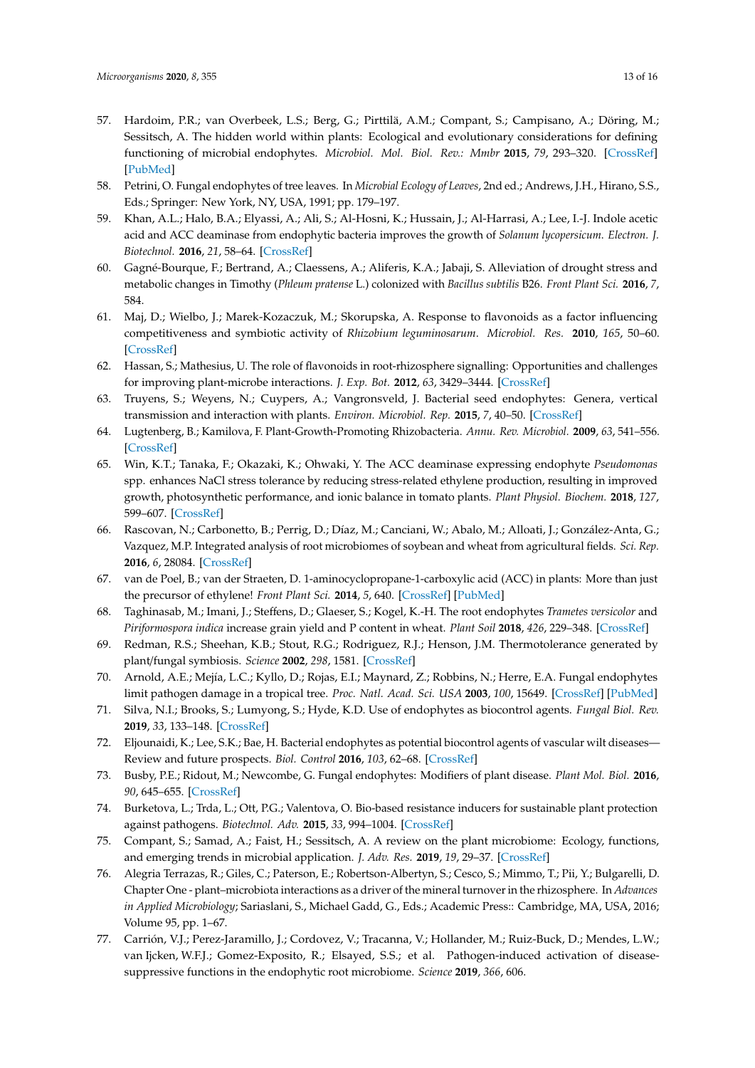57. Hardoim, P.R.; van Overbeek, L.S.; Berg, G.; Pirttilä, A.M.; Compant, S.; Campisano, A.; Döring, M.; Sessitsch, A. The hidden world within plants: Ecological and evolutionary considerations for defining functioning of microbial endophytes. *Microbiol. Mol. Biol. Rev.: Mmbr* **2015**, *79*, 293–320. [CrossRef] [PubMed]
58. Petrini, O. Fungal endophytes of tree leaves. In *Microbial Ecology of Leaves*, 2nd ed.; Andrews, J.H., Hirano, S.S., Eds.; Springer: New York, NY, USA, 1991; pp. 179–197.
59. Khan, A.L.; Halo, B.A.; Elyassi, A.; Ali, S.; Al-Hosni, K.; Hussain, J.; Al-Harrasi, A.; Lee, I.-J. Indole acetic acid and ACC deaminase from endophytic bacteria improves the growth of *Solanum lycopersicum*. *Electron. J. Biotechnol.* **2016**, *21*, 58–64. [CrossRef]
60. Gagné-Bourque, F.; Bertrand, A.; Claessens, A.; Aliferis, K.A.; Jabaji, S. Alleviation of drought stress and metabolic changes in Timothy (*Phleum pratense* L.) colonized with *Bacillus subtilis* B26. *Front Plant Sci.* **2016**, *7*, 584.
61. Maj, D.; Wielbo, J.; Marek-Kozaczuk, M.; Skorupska, A. Response to flavonoids as a factor influencing competitiveness and symbiotic activity of *Rhizobium leguminosarum*. *Microbiol. Res.* **2010**, *165*, 50–60. [CrossRef]
62. Hassan, S.; Mathesius, U. The role of flavonoids in root-rhizosphere signalling: Opportunities and challenges for improving plant-microbe interactions. *J. Exp. Bot.* **2012**, *63*, 3429–3444. [CrossRef]
63. Truyens, S.; Weyens, N.; Cuypers, A.; Vangronsveld, J. Bacterial seed endophytes: Genera, vertical transmission and interaction with plants. *Environ. Microbiol. Rep.* **2015**, *7*, 40–50. [CrossRef]
64. Lugtenberg, B.; Kamilova, F. Plant-Growth-Promoting Rhizobacteria. *Annu. Rev. Microbiol.* **2009**, *63*, 541–556. [CrossRef]
65. Win, K.T.; Tanaka, F.; Okazaki, K.; Ohwaki, Y. The ACC deaminase expressing endophyte *Pseudomonas* spp. enhances NaCl stress tolerance by reducing stress-related ethylene production, resulting in improved growth, photosynthetic performance, and ionic balance in tomato plants. *Plant Physiol. Biochem.* **2018**, *127*, 599–607. [CrossRef]
66. Rascovan, N.; Carbonetto, B.; Perrig, D.; Díaz, M.; Canciani, W.; Abalo, M.; Alloati, J.; González-Anta, G.; Vazquez, M.P. Integrated analysis of root microbiomes of soybean and wheat from agricultural fields. *Sci. Rep.* **2016**, *6*, 28084. [CrossRef]
67. van de Poel, B.; van der Straeten, D. 1-aminocyclopropane-1-carboxylic acid (ACC) in plants: More than just the precursor of ethylene! *Front Plant Sci.* **2014**, *5*, 640. [CrossRef] [PubMed]
68. Taghinasab, M.; Imani, J.; Steffens, D.; Glaeser, S.; Kogel, K.-H. The root endophytes *Trametes versicolor* and *Piriformospora indica* increase grain yield and P content in wheat. *Plant Soil* **2018**, *426*, 229–348. [CrossRef]
69. Redman, R.S.; Sheehan, K.B.; Stout, R.G.; Rodriguez, R.J.; Henson, J.M. Thermotolerance generated by plant/fungal symbiosis. *Science* **2002**, *298*, 1581. [CrossRef]
70. Arnold, A.E.; Mejía, L.C.; Kyllo, D.; Rojas, E.I.; Maynard, Z.; Robbins, N.; Herre, E.A. Fungal endophytes limit pathogen damage in a tropical tree. *Proc. Natl. Acad. Sci. USA* **2003**, *100*, 15649. [CrossRef] [PubMed]
71. Silva, N.I.; Brooks, S.; Lumyong, S.; Hyde, K.D. Use of endophytes as biocontrol agents. *Fungal Biol. Rev.* **2019**, *33*, 133–148. [CrossRef]
72. Eljounaidi, K.; Lee, S.K.; Bae, H. Bacterial endophytes as potential biocontrol agents of vascular wilt diseases—Review and future prospects. *Biol. Control* **2016**, *103*, 62–68. [CrossRef]
73. Busby, P.E.; Ridout, M.; Newcombe, G. Fungal endophytes: Modifiers of plant disease. *Plant Mol. Biol.* **2016**, *90*, 645–655. [CrossRef]
74. Burketova, L.; Trda, L.; Ott, P.G.; Valentova, O. Bio-based resistance inducers for sustainable plant protection against pathogens. *Biotechnol. Adv.* **2015**, *33*, 994–1004. [CrossRef]
75. Compant, S.; Samad, A.; Faist, H.; Sessitsch, A. A review on the plant microbiome: Ecology, functions, and emerging trends in microbial application. *J. Adv. Res.* **2019**, *19*, 29–37. [CrossRef]
76. Alegria Terrazas, R.; Giles, C.; Paterson, E.; Robertson-Albertyn, S.; Cesco, S.; Mimmo, T.; Pii, Y.; Bulgarelli, D. Chapter One - plant–microbiota interactions as a driver of the mineral turnover in the rhizosphere. In *Advances in Applied Microbiology*; Sariaslani, S., Michael Gadd, G., Eds.; Academic Press:: Cambridge, MA, USA, 2016; Volume 95, pp. 1–67.
77. Carrión, V.J.; Perez-Jaramillo, J.; Cordovez, V.; Tracanna, V.; Hollander, M.; Ruiz-Buck, D.; Mendes, L.W.; van Ijcken, W.F.J.; Gomez-Exposito, R.; Elsayed, S.S.; et al. Pathogen-induced activation of disease-suppressive functions in the endophytic root microbiome. *Science* **2019**, *366*, 606.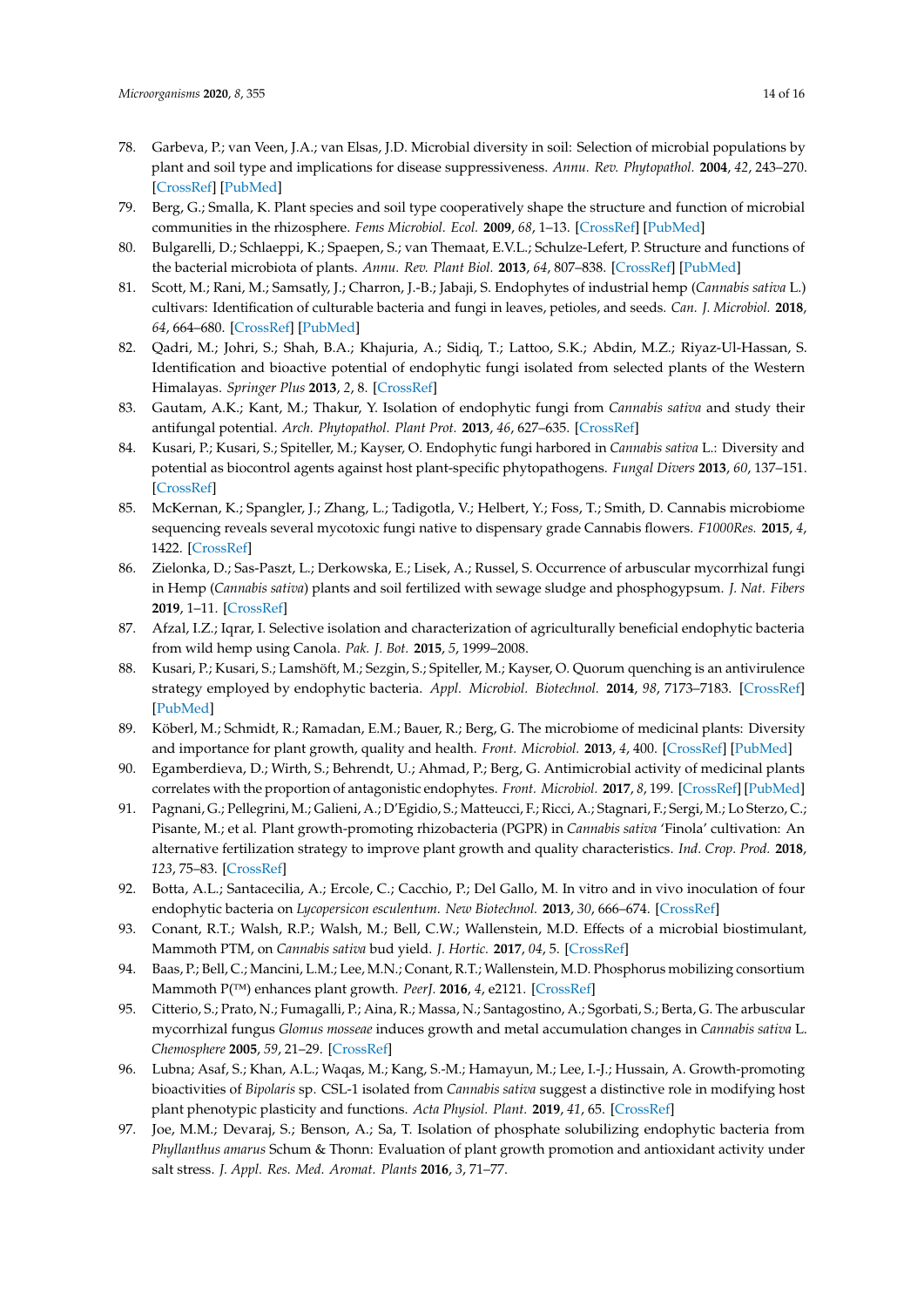78. Garbeva, P.; van Veen, J.A.; van Elsas, J.D. Microbial diversity in soil: Selection of microbial populations by plant and soil type and implications for disease suppressiveness. *Annu. Rev. Phytopathol.* **2004**, *42*, 243–270. [CrossRef] [PubMed]
79. Berg, G.; Smalla, K. Plant species and soil type cooperatively shape the structure and function of microbial communities in the rhizosphere. *Fems Microbiol. Ecol.* **2009**, *68*, 1–13. [CrossRef] [PubMed]
80. Bulgarelli, D.; Schlaeppi, K.; Spaepen, S.; van Themaat, E.V.L.; Schulze-Lefert, P. Structure and functions of the bacterial microbiota of plants. *Annu. Rev. Plant Biol.* **2013**, *64*, 807–838. [CrossRef] [PubMed]
81. Scott, M.; Rani, M.; Samsatly, J.; Charron, J.-B.; Jabaji, S. Endophytes of industrial hemp (*Cannabis sativa* L.) cultivars: Identification of culturable bacteria and fungi in leaves, petioles, and seeds. *Can. J. Microbiol.* **2018**, *64*, 664–680. [CrossRef] [PubMed]
82. Qadri, M.; Johri, S.; Shah, B.A.; Khajuria, A.; Sidiq, T.; Lattoo, S.K.; Abdin, M.Z.; Riyaz-Ul-Hassan, S. Identification and bioactive potential of endophytic fungi isolated from selected plants of the Western Himalayas. *Springer Plus* **2013**, *2*, 8. [CrossRef]
83. Gautam, A.K.; Kant, M.; Thakur, Y. Isolation of endophytic fungi from *Cannabis sativa* and study their antifungal potential. *Arch. Phytopathol. Plant Prot.* **2013**, *46*, 627–635. [CrossRef]
84. Kusari, P.; Kusari, S.; Spiteller, M.; Kayser, O. Endophytic fungi harbored in *Cannabis sativa* L.: Diversity and potential as biocontrol agents against host plant-specific phytopathogens. *Fungal Divers* **2013**, *60*, 137–151. [CrossRef]
85. McKernan, K.; Spangler, J.; Zhang, L.; Tadigotla, V.; Helbert, Y.; Foss, T.; Smith, D. Cannabis microbiome sequencing reveals several mycotoxic fungi native to dispensary grade Cannabis flowers. *F1000Res.* **2015**, *4*, 1422. [CrossRef]
86. Zielonka, D.; Sas-Paszt, L.; Derkowska, E.; Lisek, A.; Russel, S. Occurrence of arbuscular mycorrhizal fungi in Hemp (*Cannabis sativa*) plants and soil fertilized with sewage sludge and phosphogypsum. *J. Nat. Fibers* **2019**, 1–11. [CrossRef]
87. Afzal, I.Z.; Iqrar, I. Selective isolation and characterization of agriculturally beneficial endophytic bacteria from wild hemp using Canola. *Pak. J. Bot.* **2015**, *5*, 1999–2008.
88. Kusari, P.; Kusari, S.; Lamshöft, M.; Sezgin, S.; Spiteller, M.; Kayser, O. Quorum quenching is an antivirulence strategy employed by endophytic bacteria. *Appl. Microbiol. Biotechnol.* **2014**, *98*, 7173–7183. [CrossRef] [PubMed]
89. Köberl, M.; Schmidt, R.; Ramadan, E.M.; Bauer, R.; Berg, G. The microbiome of medicinal plants: Diversity and importance for plant growth, quality and health. *Front. Microbiol.* **2013**, *4*, 400. [CrossRef] [PubMed]
90. Egamberdieva, D.; Wirth, S.; Behrendt, U.; Ahmad, P.; Berg, G. Antimicrobial activity of medicinal plants correlates with the proportion of antagonistic endophytes. *Front. Microbiol.* **2017**, *8*, 199. [CrossRef] [PubMed]
91. Pagnani, G.; Pellegrini, M.; Galieni, A.; D'Egidio, S.; Matteucci, F.; Ricci, A.; Stagnari, F.; Sergi, M.; Lo Sterzo, C.; Pisante, M.; et al. Plant growth-promoting rhizobacteria (PGPR) in *Cannabis sativa* 'Finola' cultivation: An alternative fertilization strategy to improve plant growth and quality characteristics. *Ind. Crop. Prod.* **2018**, *123*, 75–83. [CrossRef]
92. Botta, A.L.; Santacecilia, A.; Ercole, C.; Cacchio, P.; Del Gallo, M. In vitro and in vivo inoculation of four endophytic bacteria on *Lycopersicon esculentum*. *New Biotechnol.* **2013**, *30*, 666–674. [CrossRef]
93. Conant, R.T.; Walsh, R.P.; Walsh, M.; Bell, C.W.; Wallenstein, M.D. Effects of a microbial biostimulant, Mammoth PTM, on *Cannabis sativa* bud yield. *J. Hortic.* **2017**, *04*, 5. [CrossRef]
94. Baas, P.; Bell, C.; Mancini, L.M.; Lee, M.N.; Conant, R.T.; Wallenstein, M.D. Phosphorus mobilizing consortium Mammoth P(™) enhances plant growth. *PeerJ.* **2016**, *4*, e2121. [CrossRef]
95. Citterio, S.; Prato, N.; Fumagalli, P.; Aina, R.; Massa, N.; Santagostino, A.; Sgorbati, S.; Berta, G. The arbuscular mycorrhizal fungus *Glomus mosseae* induces growth and metal accumulation changes in *Cannabis sativa* L. *Chemosphere* **2005**, *59*, 21–29. [CrossRef]
96. Lubna; Asaf, S.; Khan, A.L.; Waqas, M.; Kang, S.-M.; Hamayun, M.; Lee, I.-J.; Hussain, A. Growth-promoting bioactivities of *Bipolaris* sp. CSL-1 isolated from *Cannabis sativa* suggest a distinctive role in modifying host plant phenotypic plasticity and functions. *Acta Physiol. Plant.* **2019**, *41*, 65. [CrossRef]
97. Joe, M.M.; Devaraj, S.; Benson, A.; Sa, T. Isolation of phosphate solubilizing endophytic bacteria from *Phyllanthus amarus* Schum & Thonn: Evaluation of plant growth promotion and antioxidant activity under salt stress. *J. Appl. Res. Med. Aromat. Plants* **2016**, *3*, 71–77.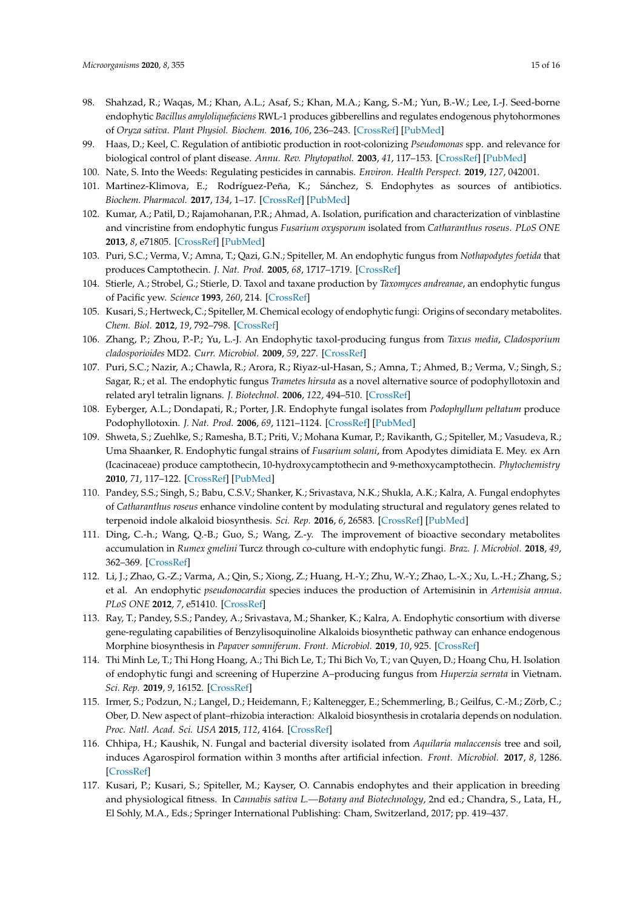98. Shahzad, R.; Waqas, M.; Khan, A.L.; Asaf, S.; Khan, M.A.; Kang, S.-M.; Yun, B.-W.; Lee, I.-J. Seed-borne endophytic *Bacillus amyloliquefaciens* RWL-1 produces gibberellins and regulates endogenous phytohormones of *Oryza sativa*. *Plant Physiol. Biochem.* **2016**, *106*, 236–243. [CrossRef] [PubMed]
99. Haas, D.; Keel, C. Regulation of antibiotic production in root-colonizing *Pseudomonas* spp. and relevance for biological control of plant disease. *Annu. Rev. Phytopathol.* **2003**, *41*, 117–153. [CrossRef] [PubMed]
100. Nate, S. Into the Weeds: Regulating pesticides in cannabis. *Environ. Health Perspect.* **2019**, *127*, 042001.
101. Martinez-Klimova, E.; Rodríguez-Peña, K.; Sánchez, S. Endophytes as sources of antibiotics. *Biochem. Pharmacol.* **2017**, *134*, 1–17. [CrossRef] [PubMed]
102. Kumar, A.; Patil, D.; Rajamohanan, P.R.; Ahmad, A. Isolation, purification and characterization of vinblastine and vincristine from endophytic fungus *Fusarium oxysporum* isolated from *Catharanthus roseus*. *PLoS ONE* **2013**, *8*, e71805. [CrossRef] [PubMed]
103. Puri, S.C.; Verma, V.; Amna, T.; Qazi, G.N.; Spiteller, M. An endophytic fungus from *Nothapodytes foetida* that produces Camptothecin. *J. Nat. Prod.* **2005**, *68*, 1717–1719. [CrossRef]
104. Stierle, A.; Strobel, G.; Stierle, D. Taxol and taxane production by *Taxomyces andreanae*, an endophytic fungus of Pacific yew. *Science* **1993**, *260*, 214. [CrossRef]
105. Kusari, S.; Hertweck, C.; Spiteller, M. Chemical ecology of endophytic fungi: Origins of secondary metabolites. *Chem. Biol.* **2012**, *19*, 792–798. [CrossRef]
106. Zhang, P.; Zhou, P.-P.; Yu, L.-J. An Endophytic taxol-producing fungus from *Taxus media*, *Cladosporium cladosporioides* MD2. *Curr. Microbiol.* **2009**, *59*, 227. [CrossRef]
107. Puri, S.C.; Nazir, A.; Chawla, R.; Arora, R.; Riyaz-ul-Hasan, S.; Amna, T.; Ahmed, B.; Verma, V.; Singh, S.; Sagar, R.; et al. The endophytic fungus *Trametes hirsuta* as a novel alternative source of podophyllotoxin and related aryl tetralin lignans. *J. Biotechnol.* **2006**, *122*, 494–510. [CrossRef]
108. Eyberger, A.L.; Dondapati, R.; Porter, J.R. Endophyte fungal isolates from *Podophyllum peltatum* produce Podophyllotoxin. *J. Nat. Prod.* **2006**, *69*, 1121–1124. [CrossRef] [PubMed]
109. Shweta, S.; Zuehlke, S.; Ramesha, B.T.; Priti, V.; Mohana Kumar, P.; Ravikanth, G.; Spiteller, M.; Vasudeva, R.; Uma Shaanker, R. Endophytic fungal strains of *Fusarium solani*, from Apodytes dimidiata E. Mey. ex Arn (Icacinaceae) produce camptothecin, 10-hydroxycamptothecin and 9-methoxycamptothecin. *Phytochemistry* **2010**, *71*, 117–122. [CrossRef] [PubMed]
110. Pandey, S.S.; Singh, S.; Babu, C.S.V.; Shanker, K.; Srivastava, N.K.; Shukla, A.K.; Kalra, A. Fungal endophytes of *Catharanthus roseus* enhance vindoline content by modulating structural and regulatory genes related to terpenoid indole alkaloid biosynthesis. *Sci. Rep.* **2016**, *6*, 26583. [CrossRef] [PubMed]
111. Ding, C.-h.; Wang, Q.-B.; Guo, S.; Wang, Z.-y. The improvement of bioactive secondary metabolites accumulation in *Rumex gmelini* Turcz through co-culture with endophytic fungi. *Braz. J. Microbiol.* **2018**, *49*, 362–369. [CrossRef]
112. Li, J.; Zhao, G.-Z.; Varma, A.; Qin, S.; Xiong, Z.; Huang, H.-Y.; Zhu, W.-Y.; Zhao, L.-X.; Xu, L.-H.; Zhang, S.; et al. An endophytic *pseudonocardia* species induces the production of Artemisinin in *Artemisia annua*. *PLoS ONE* **2012**, *7*, e51410. [CrossRef]
113. Ray, T.; Pandey, S.S.; Pandey, A.; Srivastava, M.; Shanker, K.; Kalra, A. Endophytic consortium with diverse gene-regulating capabilities of Benzylisoquinoline Alkaloids biosynthetic pathway can enhance endogenous Morphine biosynthesis in *Papaver somniferum*. *Front. Microbiol.* **2019**, *10*, 925. [CrossRef]
114. Thi Minh Le, T.; Thi Hong Hoang, A.; Thi Bich Le, T.; Thi Bich Vo, T.; van Quyen, D.; Hoang Chu, H. Isolation of endophytic fungi and screening of Huperzine A–producing fungus from *Huperzia serrata* in Vietnam. *Sci. Rep.* **2019**, *9*, 16152. [CrossRef]
115. Irmer, S.; Podzun, N.; Langel, D.; Heidemann, F.; Kaltenegger, E.; Schemmerling, B.; Geilfus, C.-M.; Zörb, C.; Ober, D. New aspect of plant–rhizobia interaction: Alkaloid biosynthesis in crotalaria depends on nodulation. *Proc. Natl. Acad. Sci. USA* **2015**, *112*, 4164. [CrossRef]
116. Chhipa, H.; Kaushik, N. Fungal and bacterial diversity isolated from *Aquilaria malaccensis* tree and soil, induces Agarospirol formation within 3 months after artificial infection. *Front. Microbiol.* **2017**, *8*, 1286. [CrossRef]
117. Kusari, P.; Kusari, S.; Spiteller, M.; Kayser, O. Cannabis endophytes and their application in breeding and physiological fitness. In *Cannabis sativa L.—Botany and Biotechnology*, 2nd ed.; Chandra, S., Lata, H., El Sohly, M.A., Eds.; Springer International Publishing: Cham, Switzerland, 2017; pp. 419–437.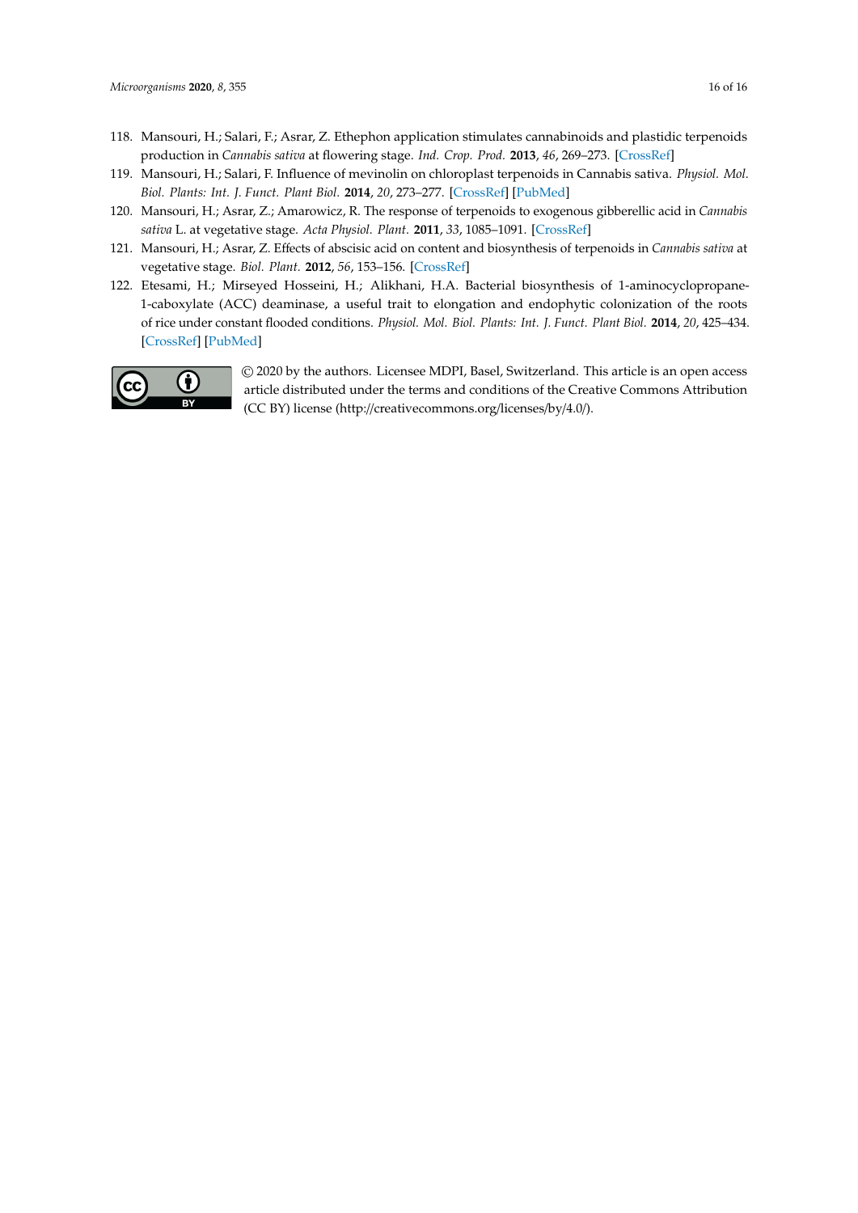118. Mansouri, H.; Salari, F.; Asrar, Z. Ethephon application stimulates cannabinoids and plastidic terpenoids production in *Cannabis sativa* at flowering stage. *Ind. Crop. Prod.* **2013**, *46*, 269–273. [CrossRef]
119. Mansouri, H.; Salari, F. Influence of mevinolin on chloroplast terpenoids in Cannabis sativa. *Physiol. Mol. Biol. Plants: Int. J. Funct. Plant Biol.* **2014**, *20*, 273–277. [CrossRef] [PubMed]
120. Mansouri, H.; Asrar, Z.; Amarowicz, R. The response of terpenoids to exogenous gibberellic acid in *Cannabis sativa* L. at vegetative stage. *Acta Physiol. Plant.* **2011**, *33*, 1085–1091. [CrossRef]
121. Mansouri, H.; Asrar, Z. Effects of abscisic acid on content and biosynthesis of terpenoids in *Cannabis sativa* at vegetative stage. *Biol. Plant.* **2012**, *56*, 153–156. [CrossRef]
122. Etesami, H.; Mirseyed Hosseini, H.; Alikhani, H.A. Bacterial biosynthesis of 1-aminocyclopropane-1-caboxylate (ACC) deaminase, a useful trait to elongation and endophytic colonization of the roots of rice under constant flooded conditions. *Physiol. Mol. Biol. Plants: Int. J. Funct. Plant Biol.* **2014**, *20*, 425–434. [CrossRef] [PubMed]

© 2020 by the authors. Licensee MDPI, Basel, Switzerland. This article is an open access article distributed under the terms and conditions of the Creative Commons Attribution (CC BY) license (http://creativecommons.org/licenses/by/4.0/).